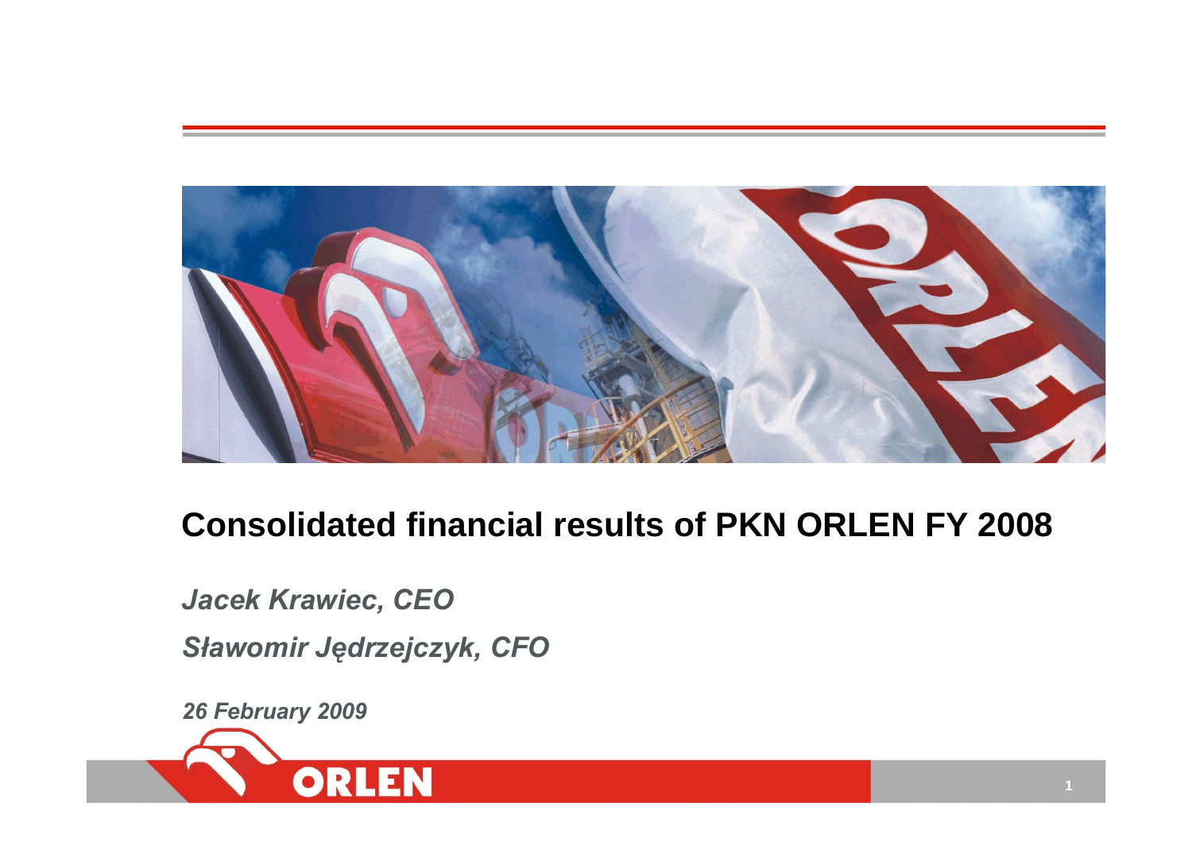# Consolidated financial results of PKN ORLEN FY 2008

***Jacek Krawiec, CEO***

***Sławomir Jędrzejczyk, CFO***

***26 February 2009***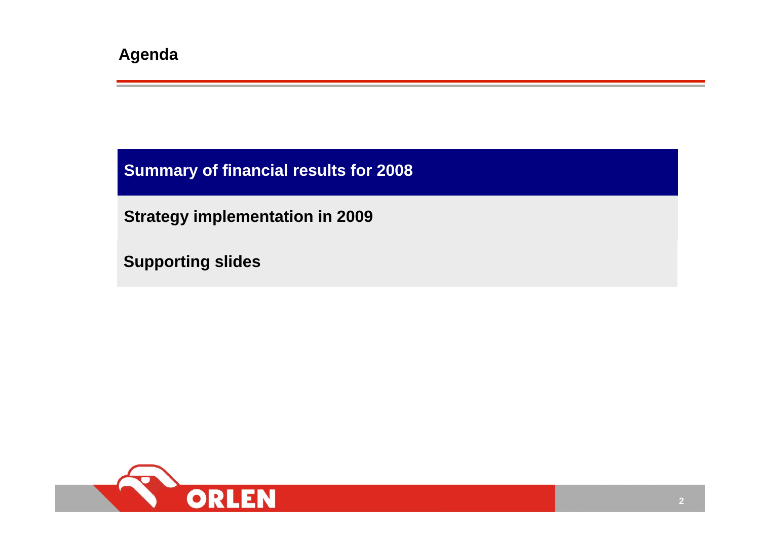# Agenda

**Summary of financial results for 2008**

**Strategy implementation in 2009**

**Supporting slides**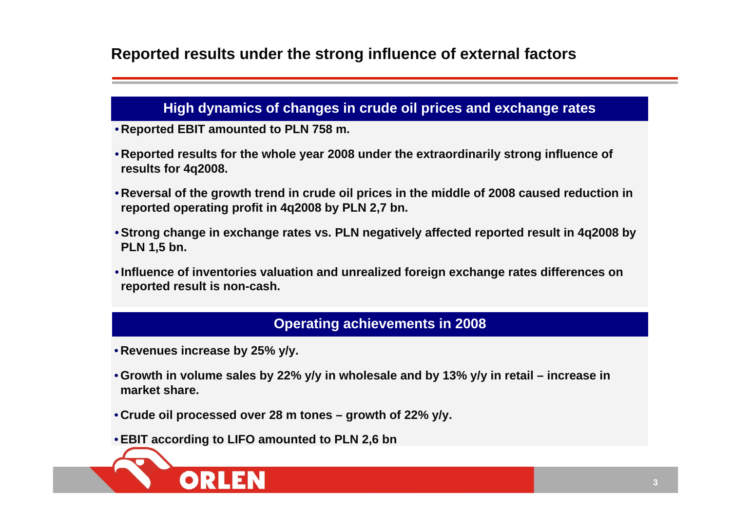# Reported results under the strong influence of external factors

## High dynamics of changes in crude oil prices and exchange rates

- **Reported EBIT amounted to PLN 758 m.**
- **Reported results for the whole year 2008 under the extraordinarily strong influence of results for 4q2008.**
- **Reversal of the growth trend in crude oil prices in the middle of 2008 caused reduction in reported operating profit in 4q2008 by PLN 2,7 bn.**
- **Strong change in exchange rates vs. PLN negatively affected reported result in 4q2008 by PLN 1,5 bn.**
- **Influence of inventories valuation and unrealized foreign exchange rates differences on reported result is non-cash.**

## Operating achievements in 2008

- **Revenues increase by 25% y/y.**
- **Growth in volume sales by 22% y/y in wholesale and by 13% y/y in retail – increase in market share.**
- **Crude oil processed over 28 m tones – growth of 22% y/y.**
- **EBIT according to LIFO amounted to PLN 2,6 bn**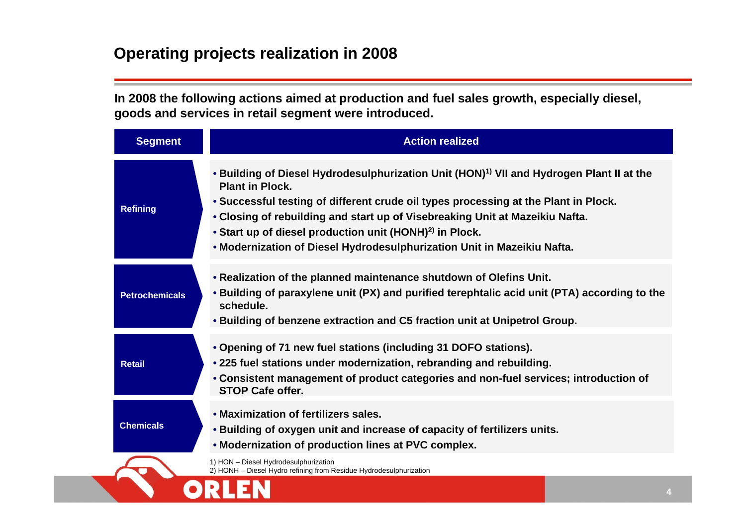# Operating projects realization in 2008

**In 2008 the following actions aimed at production and fuel sales growth, especially diesel, goods and services in retail segment were introduced.**

| Segment | Action realized |
|---|---|
| Refining | • Building of Diesel Hydrodesulphurization Unit (HON)[1] VII and Hydrogen Plant II at the Plant in Plock.<br>• Successful testing of different crude oil types processing at the Plant in Plock.<br>• Closing of rebuilding and start up of Visebreaking Unit at Mazeikiu Nafta.<br>• Start up of diesel production unit (HONH)[2] in Plock.<br>• Modernization of Diesel Hydrodesulphurization Unit in Mazeikiu Nafta. |
| Petrochemicals | • Realization of the planned maintenance shutdown of Olefins Unit.<br>• Building of paraxylene unit (PX) and purified terephtalic acid unit (PTA) according to the schedule.<br>• Building of benzene extraction and C5 fraction unit at Unipetrol Group. |
| Retail | • Opening of 71 new fuel stations (including 31 DOFO stations).<br>• 225 fuel stations under modernization, rebranding and rebuilding.<br>• Consistent management of product categories and non-fuel services; introduction of STOP Cafe offer. |
| Chemicals | • Maximization of fertilizers sales.<br>• Building of oxygen unit and increase of capacity of fertilizers units.<br>• Modernization of production lines at PVC complex. |

1) HON – Diesel Hydrodesulphurization
2) HONH – Diesel Hydro refining from Residue Hydrodesulphurization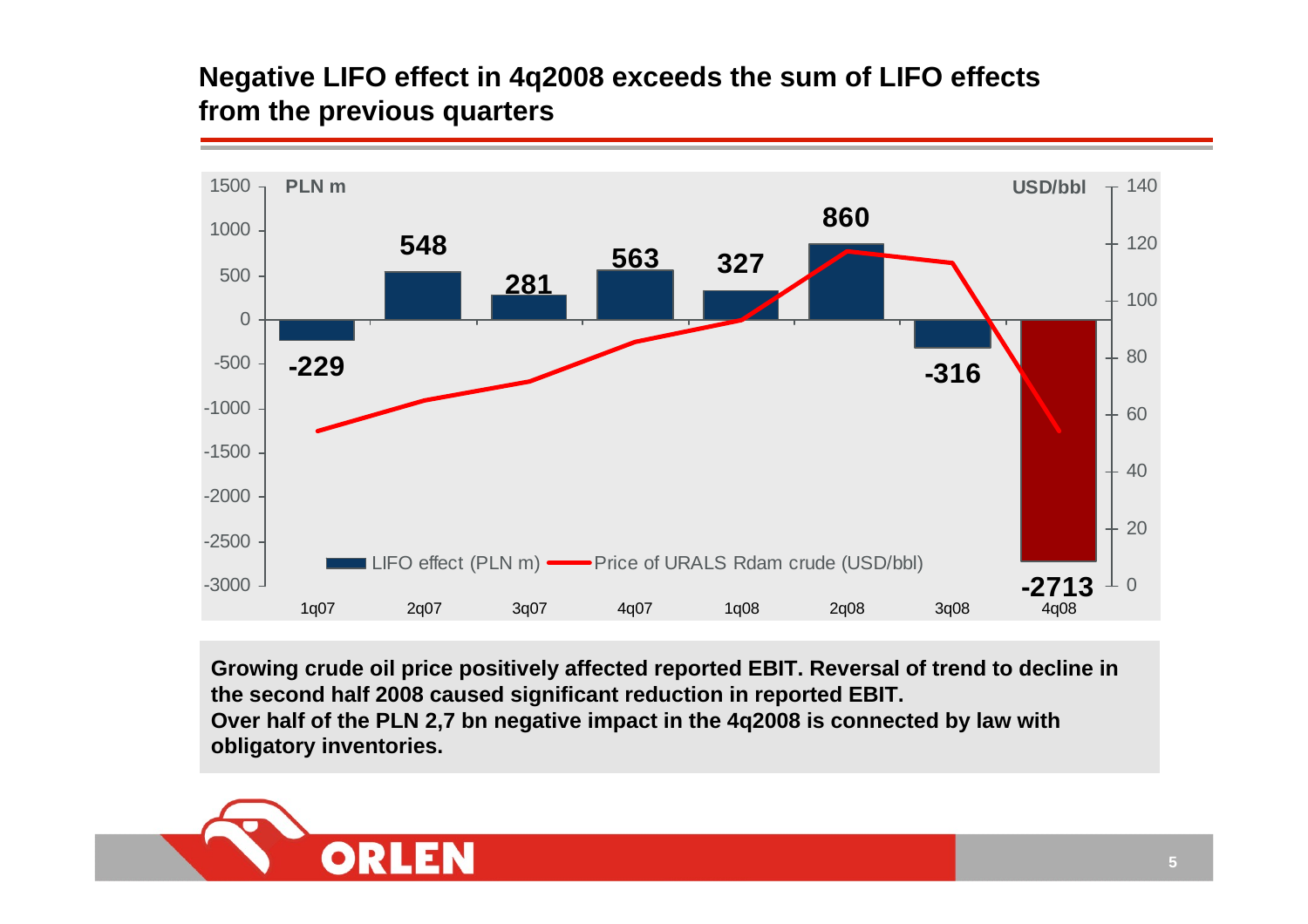# Negative LIFO effect in 4q2008 exceeds the sum of LIFO effects from the previous quarters

| | 1q07 | 2q07 | 3q07 | 4q07 | 1q08 | 2q08 | 3q08 | 4q08 |
|---|---|---|---|---|---|---|---|---|
| LIFO effect (PLN m) | -229 | 548 | 281 | 563 | 327 | 860 | -316 | -2713 |

**Growing crude oil price positively affected reported EBIT. Reversal of trend to decline in the second half 2008 caused significant reduction in reported EBIT.**
**Over half of the PLN 2,7 bn negative impact in the 4q2008 is connected by law with obligatory inventories.**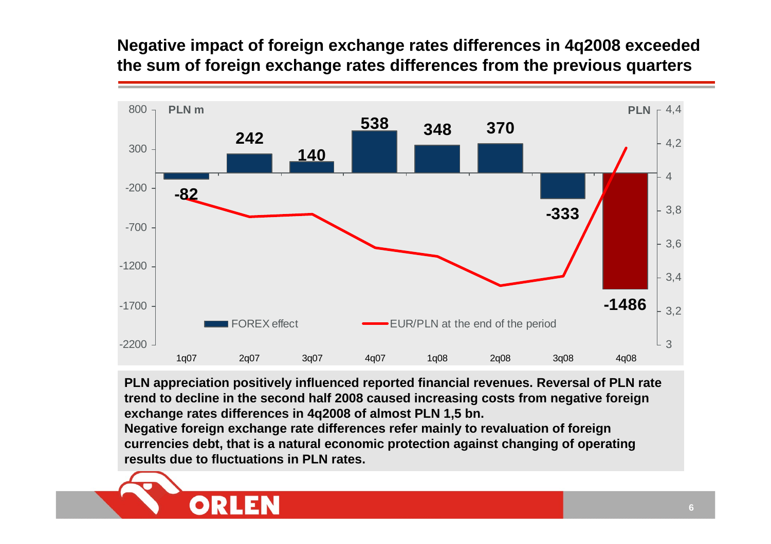# Negative impact of foreign exchange rates differences in 4q2008 exceeded the sum of foreign exchange rates differences from the previous quarters

| | 1q07 | 2q07 | 3q07 | 4q07 | 1q08 | 2q08 | 3q08 | 4q08 |
|---|---|---|---|---|---|---|---|---|
| FOREX effect (PLN m) | -82 | 242 | 140 | 538 | 348 | 370 | -333 | -1486 |

Legend: FOREX effect (PLN m); EUR/PLN at the end of the period (PLN)

**PLN appreciation positively influenced reported financial revenues. Reversal of PLN rate trend to decline in the second half 2008 caused increasing costs from negative foreign exchange rates differences in 4q2008 of almost PLN 1,5 bn.**

**Negative foreign exchange rate differences refer mainly to revaluation of foreign currencies debt, that is a natural economic protection against changing of operating results due to fluctuations in PLN rates.**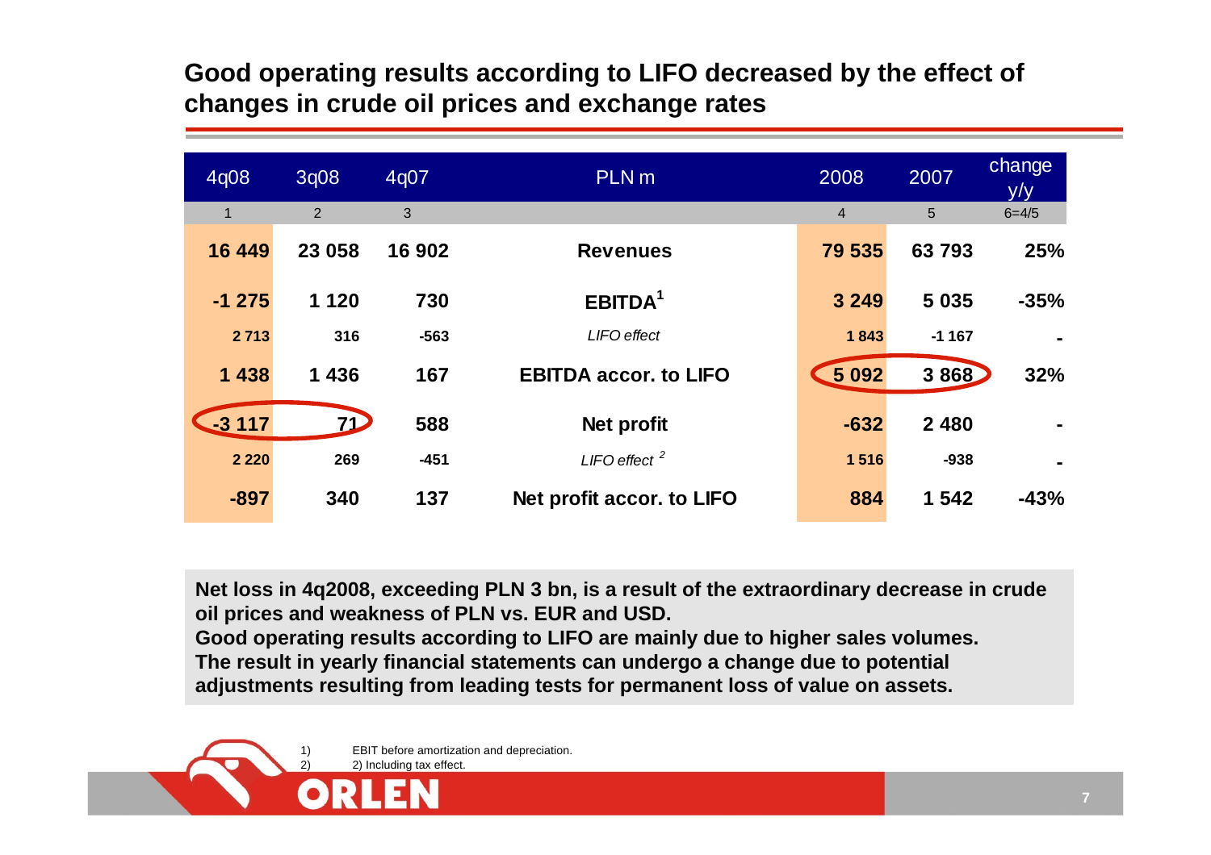## Good operating results according to LIFO decreased by the effect of changes in crude oil prices and exchange rates

| 4q08 | 3q08 | 4q07 | PLN m | 2008 | 2007 | change y/y |
|---|---|---|---|---|---|---|
| 1 | 2 | 3 | | 4 | 5 | 6=4/5 |
| **16 449** | **23 058** | **16 902** | **Revenues** | **79 535** | **63 793** | **25%** |
| **-1 275** | **1 120** | **730** | **EBITDA[1]** | **3 249** | **5 035** | **-35%** |
| 2 713 | 316 | -563 | *LIFO effect* | 1 843 | -1 167 | - |
| **1 438** | **1 436** | **167** | **EBITDA accor. to LIFO** | **5 092** | **3 868** | **32%** |
| **-3 117** | **71** | **588** | **Net profit** | **-632** | **2 480** | - |
| 2 220 | 269 | -451 | *LIFO effect [2]* | 1 516 | -938 | - |
| **-897** | **340** | **137** | **Net profit accor. to LIFO** | **884** | **1 542** | **-43%** |

**Net loss in 4q2008, exceeding PLN 3 bn, is a result of the extraordinary decrease in crude oil prices and weakness of PLN vs. EUR and USD.**
**Good operating results according to LIFO are mainly due to higher sales volumes.**
**The result in yearly financial statements can undergo a change due to potential adjustments resulting from leading tests for permanent loss of value on assets.**

1) EBIT before amortization and depreciation.
2) 2) Including tax effect.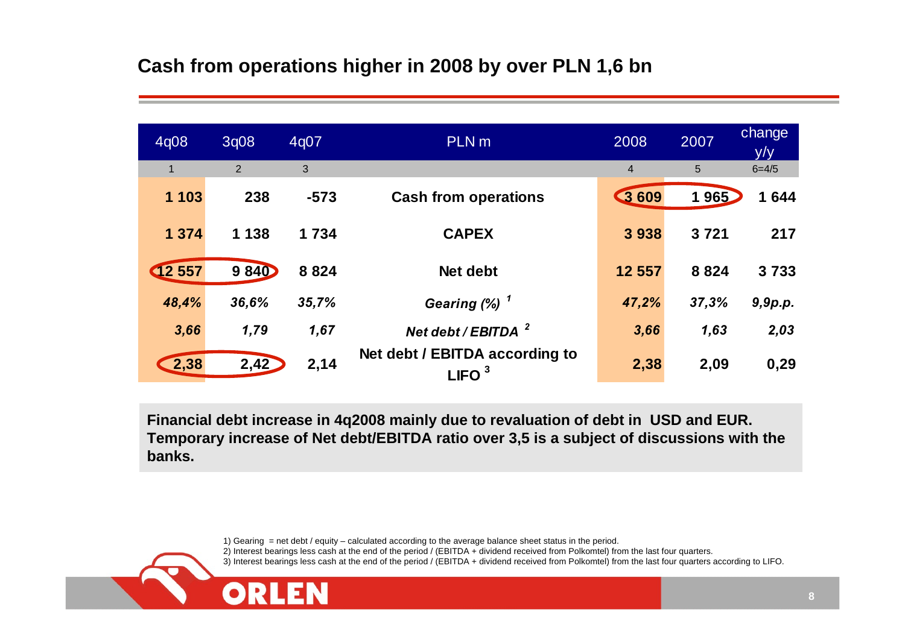## Cash from operations higher in 2008 by over PLN 1,6 bn

| 4q08 | 3q08 | 4q07 | PLN m | 2008 | 2007 | change y/y |
|---|---|---|---|---|---|---|
| 1 | 2 | 3 | | 4 | 5 | 6=4/5 |
| **1 103** | **238** | **-573** | **Cash from operations** | **3 609** | **1 965** | **1 644** |
| **1 374** | **1 138** | **1 734** | **CAPEX** | **3 938** | **3 721** | **217** |
| **12 557** | **9 840** | **8 824** | **Net debt** | **12 557** | **8 824** | **3 733** |
| ***48,4%*** | ***36,6%*** | ***35,7%*** | ***Gearing (%)*** [1] | ***47,2%*** | ***37,3%*** | ***9,9p.p.*** |
| ***3,66*** | ***1,79*** | ***1,67*** | ***Net debt / EBITDA*** [2] | ***3,66*** | ***1,63*** | ***2,03*** |
| **2,38** | **2,42** | **2,14** | **Net debt / EBITDA according to LIFO** [3] | **2,38** | **2,09** | **0,29** |

**Financial debt increase in 4q2008 mainly due to revaluation of debt in USD and EUR. Temporary increase of Net debt/EBITDA ratio over 3,5 is a subject of discussions with the banks.**

1) Gearing = net debt / equity – calculated according to the average balance sheet status in the period.
2) Interest bearings less cash at the end of the period / (EBITDA + dividend received from Polkomtel) from the last four quarters.
3) Interest bearings less cash at the end of the period / (EBITDA + dividend received from Polkomtel) from the last four quarters according to LIFO.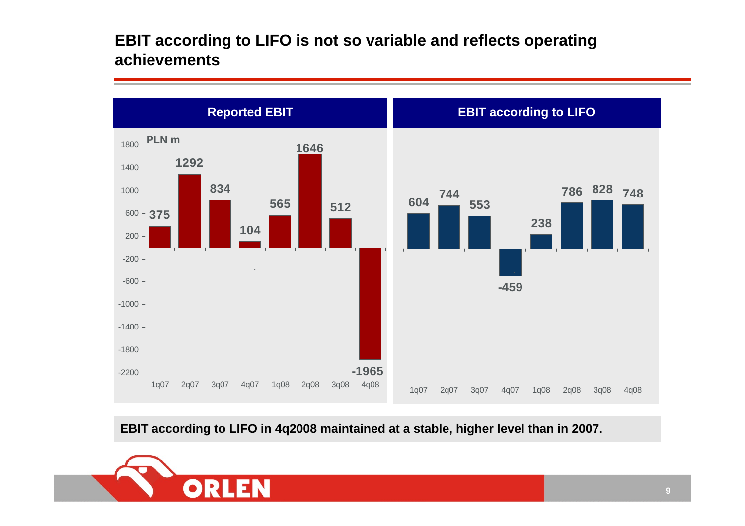# EBIT according to LIFO is not so variable and reflects operating achievements

**Reported EBIT** (PLN m)

| 1q07 | 2q07 | 3q07 | 4q07 | 1q08 | 2q08 | 3q08 | 4q08 |
|---|---|---|---|---|---|---|---|
| 375 | 1292 | 834 | 104 | 565 | 1646 | 512 | -1965 |

**EBIT according to LIFO**

| 1q07 | 2q07 | 3q07 | 4q07 | 1q08 | 2q08 | 3q08 | 4q08 |
|---|---|---|---|---|---|---|---|
| 604 | 744 | 553 | -459 | 238 | 786 | 828 | 748 |

**EBIT according to LIFO in 4q2008 maintained at a stable, higher level than in 2007.**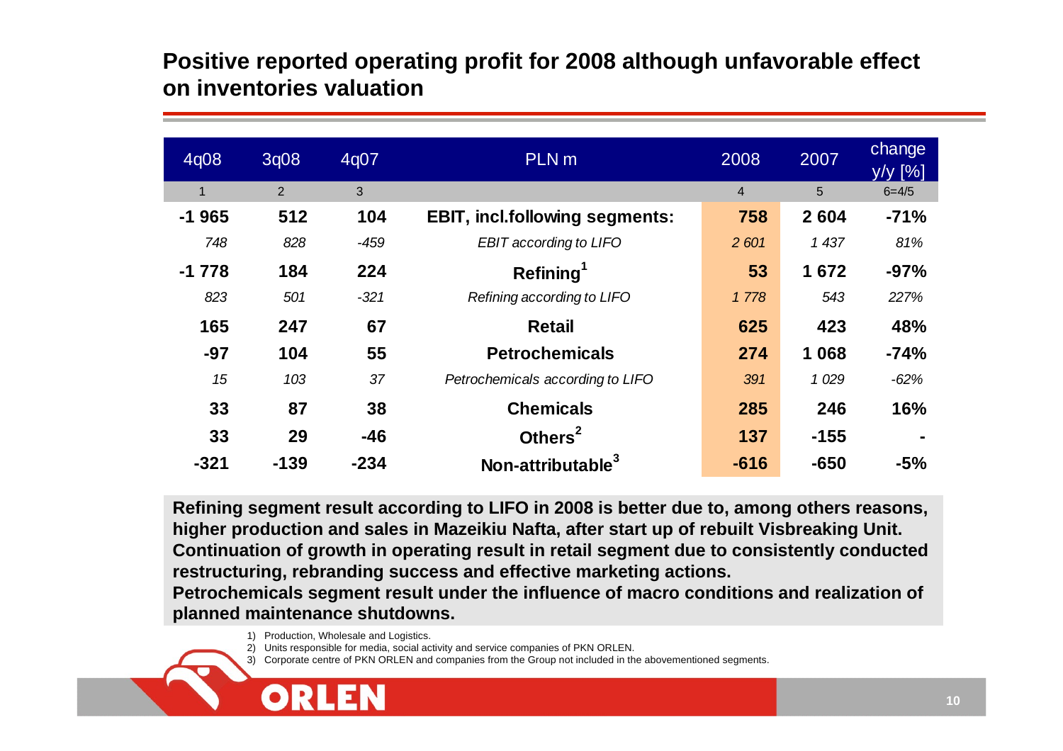## Positive reported operating profit for 2008 although unfavorable effect on inventories valuation

| 4q08 | 3q08 | 4q07 | PLN m | 2008 | 2007 | change y/y [%] |
|---|---|---|---|---|---|---|
| 1 | 2 | 3 | | 4 | 5 | 6=4/5 |
| **-1 965** | **512** | **104** | **EBIT, incl.following segments:** | **758** | **2 604** | **-71%** |
| *748* | *828* | *-459* | *EBIT according to LIFO* | *2 601* | *1 437* | *81%* |
| **-1 778** | **184** | **224** | **Refining[1]** | **53** | **1 672** | **-97%** |
| *823* | *501* | *-321* | *Refining according to LIFO* | *1 778* | *543* | *227%* |
| **165** | **247** | **67** | **Retail** | **625** | **423** | **48%** |
| **-97** | **104** | **55** | **Petrochemicals** | **274** | **1 068** | **-74%** |
| *15* | *103* | *37* | *Petrochemicals according to LIFO* | *391* | *1 029* | *-62%* |
| **33** | **87** | **38** | **Chemicals** | **285** | **246** | **16%** |
| **33** | **29** | **-46** | **Others[2]** | **137** | **-155** | **-** |
| **-321** | **-139** | **-234** | **Non-attributable[3]** | **-616** | **-650** | **-5%** |

**Refining segment result according to LIFO in 2008 is better due to, among others reasons, higher production and sales in Mazeikiu Nafta, after start up of rebuilt Visbreaking Unit.**
**Continuation of growth in operating result in retail segment due to consistently conducted restructuring, rebranding success and effective marketing actions.**
**Petrochemicals segment result under the influence of macro conditions and realization of planned maintenance shutdowns.**

1) Production, Wholesale and Logistics.
2) Units responsible for media, social activity and service companies of PKN ORLEN.
3) Corporate centre of PKN ORLEN and companies from the Group not included in the abovementioned segments.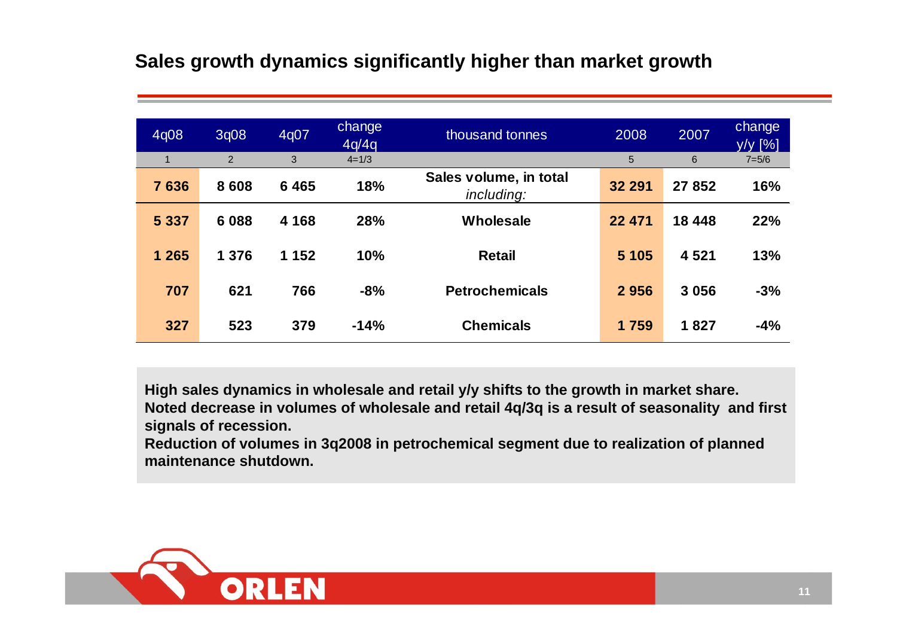## Sales growth dynamics significantly higher than market growth

| 4q08 | 3q08 | 4q07 | change 4q/4q | thousand tonnes | 2008 | 2007 | change y/y [%] |
|---|---|---|---|---|---|---|---|
| 1 | 2 | 3 | 4=1/3 | | 5 | 6 | 7=5/6 |
| **7 636** | **8 608** | **6 465** | **18%** | **Sales volume, in total** *including:* | **32 291** | **27 852** | **16%** |
| **5 337** | **6 088** | **4 168** | **28%** | **Wholesale** | **22 471** | **18 448** | **22%** |
| **1 265** | **1 376** | **1 152** | **10%** | **Retail** | **5 105** | **4 521** | **13%** |
| **707** | **621** | **766** | **-8%** | **Petrochemicals** | **2 956** | **3 056** | **-3%** |
| **327** | **523** | **379** | **-14%** | **Chemicals** | **1 759** | **1 827** | **-4%** |

**High sales dynamics in wholesale and retail y/y shifts to the growth in market share.**
**Noted decrease in volumes of wholesale and retail 4q/3q is a result of seasonality and first signals of recession.**
**Reduction of volumes in 3q2008 in petrochemical segment due to realization of planned maintenance shutdown.**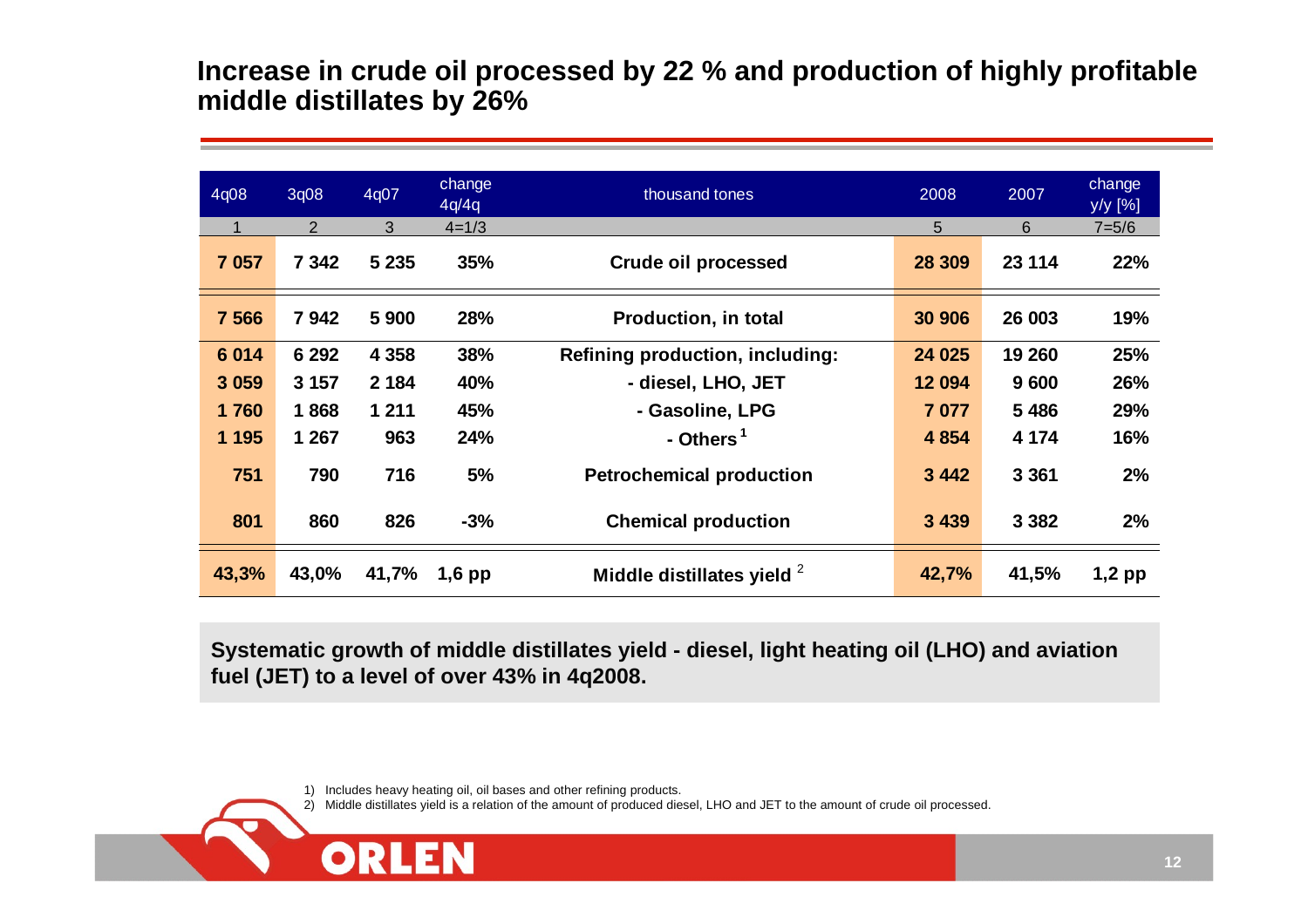# Increase in crude oil processed by 22 % and production of highly profitable middle distillates by 26%

| 4q08 | 3q08 | 4q07 | change 4q/4q | thousand tones | 2008 | 2007 | change y/y [%] |
|---|---|---|---|---|---|---|---|
| 1 | 2 | 3 | 4=1/3 | | 5 | 6 | 7=5/6 |
| **7 057** | **7 342** | **5 235** | **35%** | **Crude oil processed** | **28 309** | **23 114** | **22%** |
| **7 566** | **7 942** | **5 900** | **28%** | **Production, in total** | **30 906** | **26 003** | **19%** |
| **6 014** | **6 292** | **4 358** | **38%** | **Refining production, including:** | **24 025** | **19 260** | **25%** |
| **3 059** | **3 157** | **2 184** | **40%** | **- diesel, LHO, JET** | **12 094** | **9 600** | **26%** |
| **1 760** | **1 868** | **1 211** | **45%** | **- Gasoline, LPG** | **7 077** | **5 486** | **29%** |
| **1 195** | **1 267** | **963** | **24%** | **- Others** [1] | **4 854** | **4 174** | **16%** |
| **751** | **790** | **716** | **5%** | **Petrochemical production** | **3 442** | **3 361** | **2%** |
| **801** | **860** | **826** | **-3%** | **Chemical production** | **3 439** | **3 382** | **2%** |
| **43,3%** | **43,0%** | **41,7%** | **1,6 pp** | **Middle distillates yield** [2] | **42,7%** | **41,5%** | **1,2 pp** |

**Systematic growth of middle distillates yield - diesel, light heating oil (LHO) and aviation fuel (JET) to a level of over 43% in 4q2008.**

1) Includes heavy heating oil, oil bases and other refining products.
2) Middle distillates yield is a relation of the amount of produced diesel, LHO and JET to the amount of crude oil processed.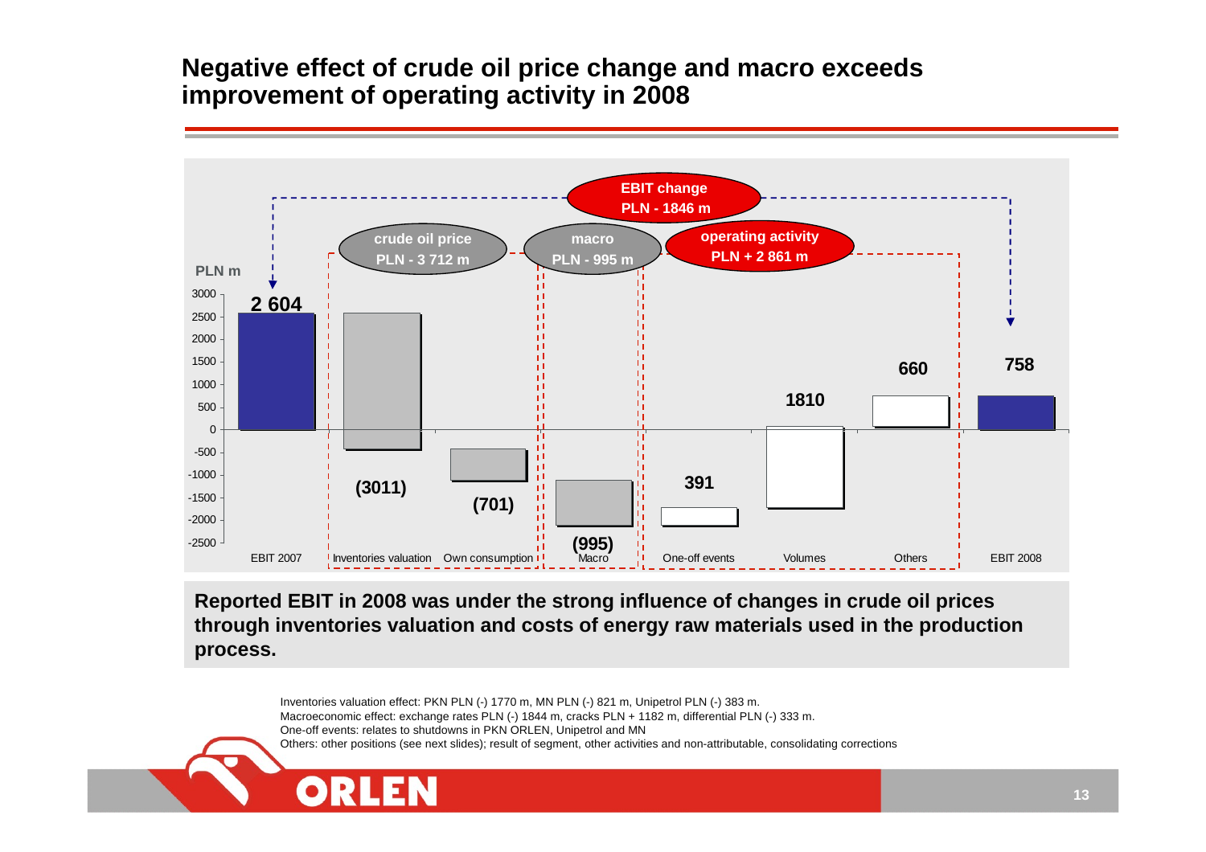## Negative effect of crude oil price change and macro exceeds improvement of operating activity in 2008

EBIT change PLN - 1846 m

crude oil price PLN - 3 712 m

macro PLN - 995 m

operating activity PLN + 2 861 m

PLN m

| | EBIT 2007 | Inventories valuation | Own consumption | Macro | One-off events | Volumes | Others | EBIT 2008 |
|---|---|---|---|---|---|---|---|---|
| PLN m | 2 604 | (3011) | (701) | (995) | 391 | 1810 | 660 | 758 |

**Reported EBIT in 2008 was under the strong influence of changes in crude oil prices through inventories valuation and costs of energy raw materials used in the production process.**

Inventories valuation effect: PKN PLN (-) 1770 m, MN PLN (-) 821 m, Unipetrol PLN (-) 383 m.
Macroeconomic effect: exchange rates PLN (-) 1844 m, cracks PLN + 1182 m, differential PLN (-) 333 m.
One-off events: relates to shutdowns in PKN ORLEN, Unipetrol and MN
Others: other positions (see next slides); result of segment, other activities and non-attributable, consolidating corrections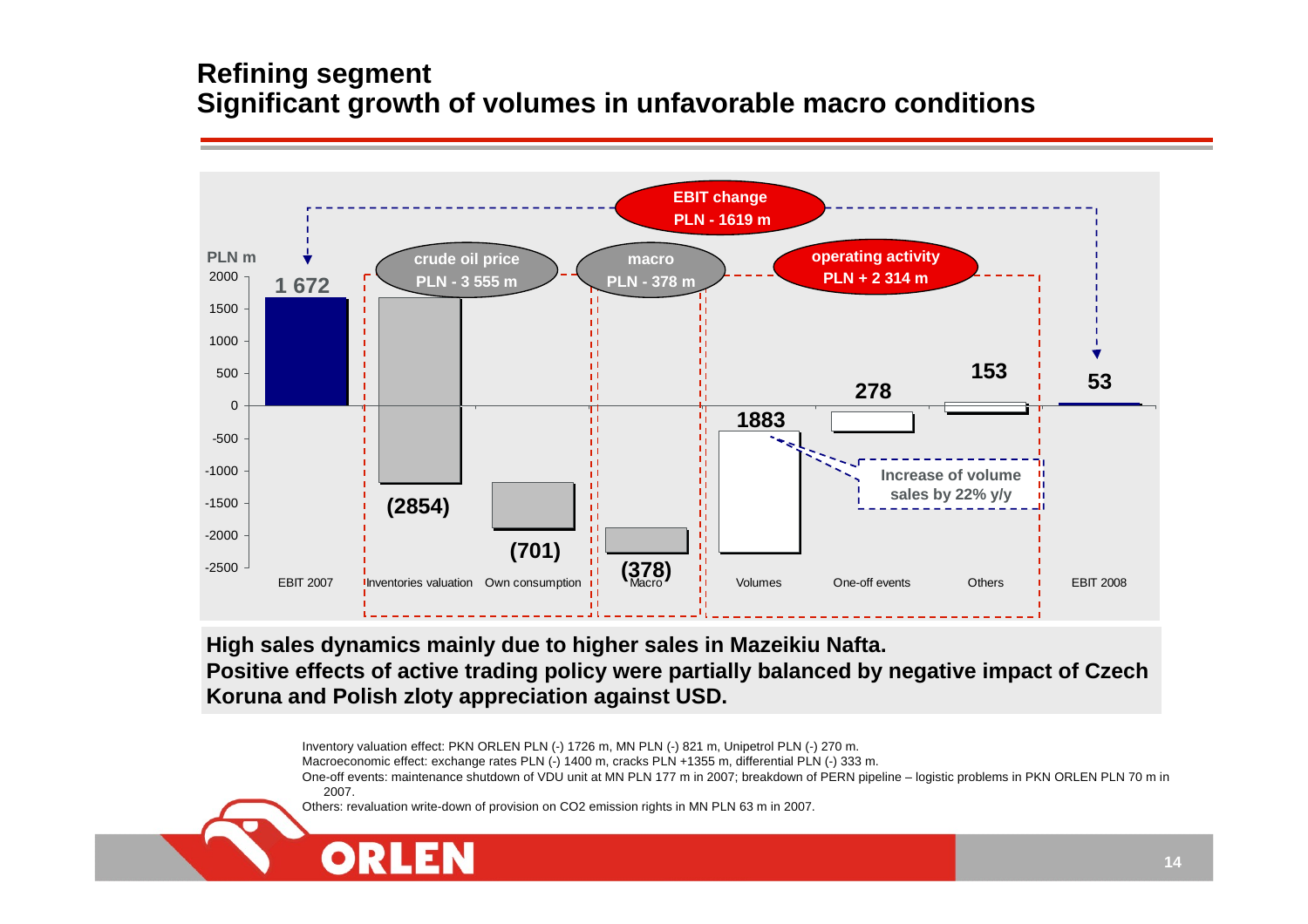# Refining segment
## Significant growth of volumes in unfavorable macro conditions

EBIT change PLN - 1619 m

| PLN m | EBIT 2007 | Inventories valuation | Own consumption | Macro | Volumes | One-off events | Others | EBIT 2008 |
|---|---|---|---|---|---|---|---|---|
| Value | 1 672 | (2854) | (701) | (378) | 1883 | 278 | 153 | 53 |

- crude oil price PLN - 3 555 m (Inventories valuation, Own consumption)
- macro PLN - 378 m (Macro)
- operating activity PLN + 2 314 m (Volumes, One-off events, Others)

Increase of volume sales by 22% y/y

**High sales dynamics mainly due to higher sales in Mazeikiu Nafta.**
**Positive effects of active trading policy were partially balanced by negative impact of Czech Koruna and Polish zloty appreciation against USD.**

Inventory valuation effect: PKN ORLEN PLN (-) 1726 m, MN PLN (-) 821 m, Unipetrol PLN (-) 270 m.
Macroeconomic effect: exchange rates PLN (-) 1400 m, cracks PLN +1355 m, differential PLN (-) 333 m.
One-off events: maintenance shutdown of VDU unit at MN PLN 177 m in 2007; breakdown of PERN pipeline – logistic problems in PKN ORLEN PLN 70 m in 2007.
Others: revaluation write-down of provision on CO2 emission rights in MN PLN 63 m in 2007.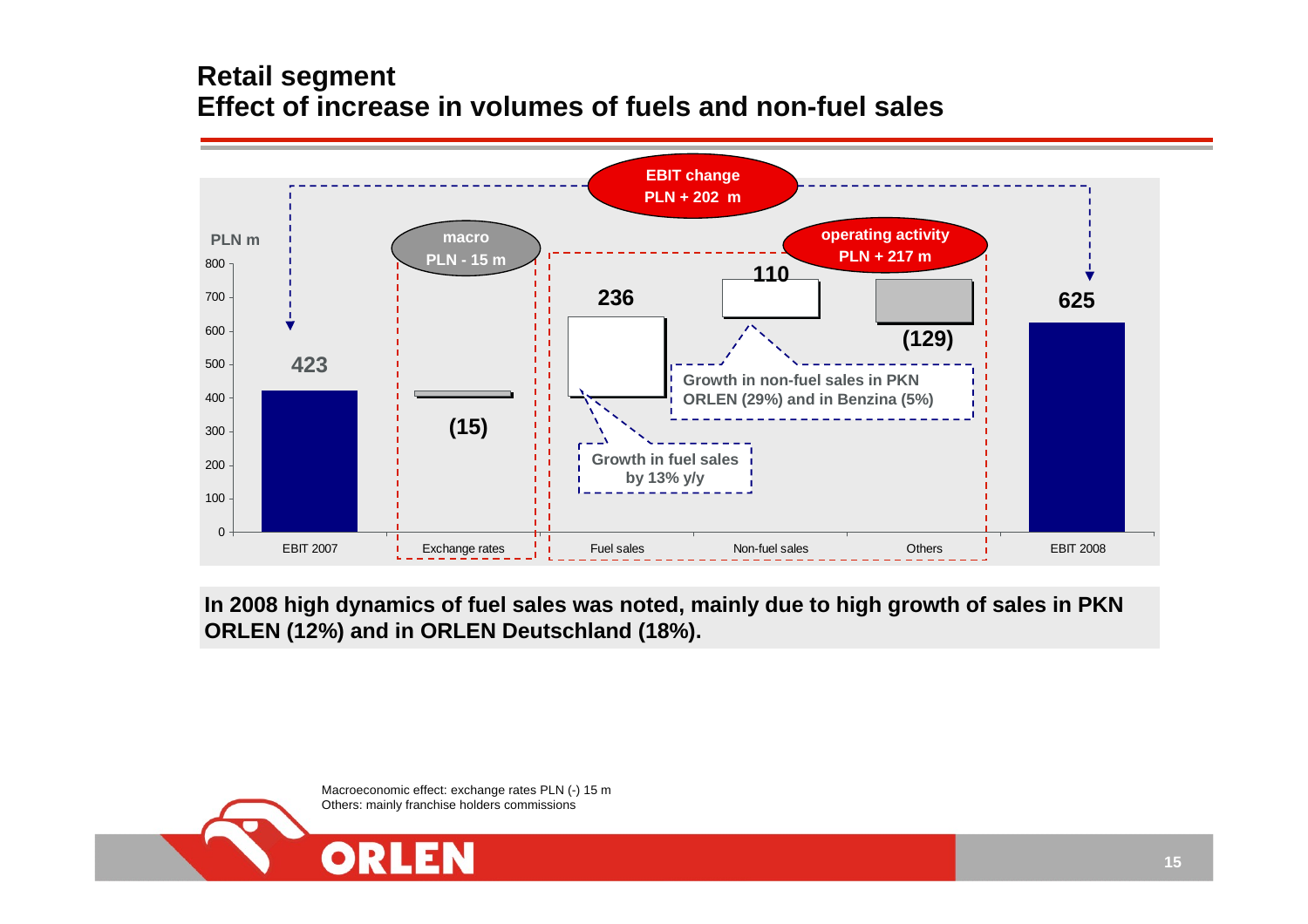# Retail segment
## Effect of increase in volumes of fuels and non-fuel sales

PLN m

| | EBIT 2007 | Exchange rates | Fuel sales | Non-fuel sales | Others | EBIT 2008 |
|---|---|---|---|---|---|---|
| PLN m | 423 | (15) | 236 | 110 | (129) | 625 |

EBIT change PLN + 202 m

macro PLN - 15 m

operating activity PLN + 217 m

Growth in fuel sales by 13% y/y

Growth in non-fuel sales in PKN ORLEN (29%) and in Benzina (5%)

**In 2008 high dynamics of fuel sales was noted, mainly due to high growth of sales in PKN ORLEN (12%) and in ORLEN Deutschland (18%).**

Macroeconomic effect: exchange rates PLN (-) 15 m
Others: mainly franchise holders commissions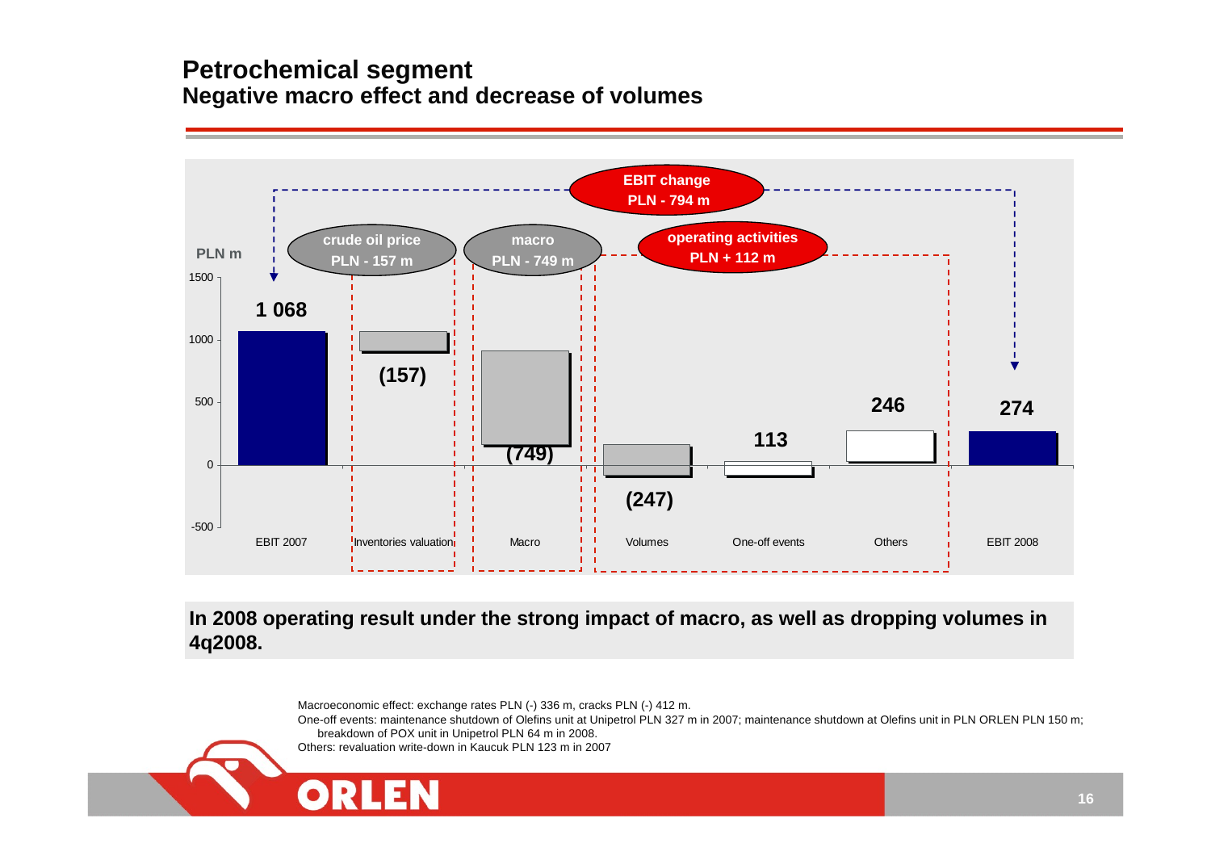# Petrochemical segment

## Negative macro effect and decrease of volumes

PLN m

EBIT change PLN - 794 m

crude oil price PLN - 157 m

macro PLN - 749 m

operating activities PLN + 112 m

| | EBIT 2007 | Inventories valuation | Macro | Volumes | One-off events | Others | EBIT 2008 |
|---|---|---|---|---|---|---|---|
| PLN m | 1 068 | (157) | (749) | (247) | 113 | 246 | 274 |

**In 2008 operating result under the strong impact of macro, as well as dropping volumes in 4q2008.**

Macroeconomic effect: exchange rates PLN (-) 336 m, cracks PLN (-) 412 m.

One-off events: maintenance shutdown of Olefins unit at Unipetrol PLN 327 m in 2007; maintenance shutdown at Olefins unit in PLN ORLEN PLN 150 m; breakdown of POX unit in Unipetrol PLN 64 m in 2008.

Others: revaluation write-down in Kaucuk PLN 123 m in 2007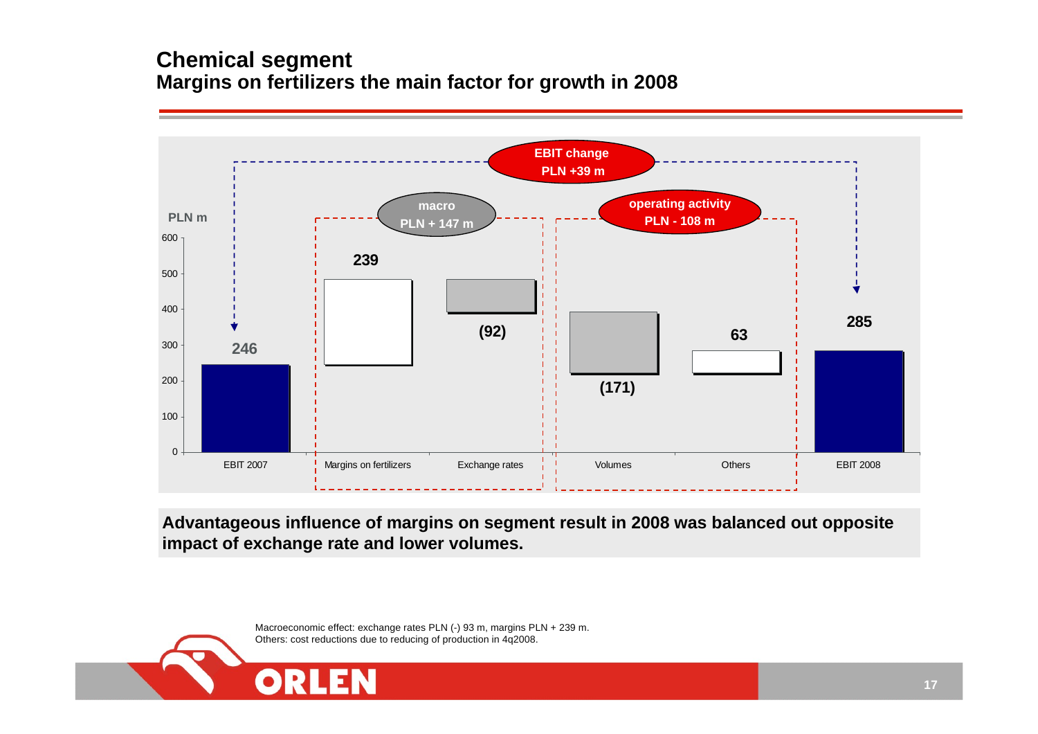# Chemical segment

## Margins on fertilizers the main factor for growth in 2008

EBIT change PLN +39 m

PLN m

| | EBIT 2007 | Margins on fertilizers | Exchange rates | Volumes | Others | EBIT 2008 |
|---|---|---|---|---|---|---|
| PLN m | 246 | 239 | (92) | (171) | 63 | 285 |

macro PLN + 147 m

operating activity PLN - 108 m

**Advantageous influence of margins on segment result in 2008 was balanced out opposite impact of exchange rate and lower volumes.**

Macroeconomic effect: exchange rates PLN (-) 93 m, margins PLN + 239 m.
Others: cost reductions due to reducing of production in 4q2008.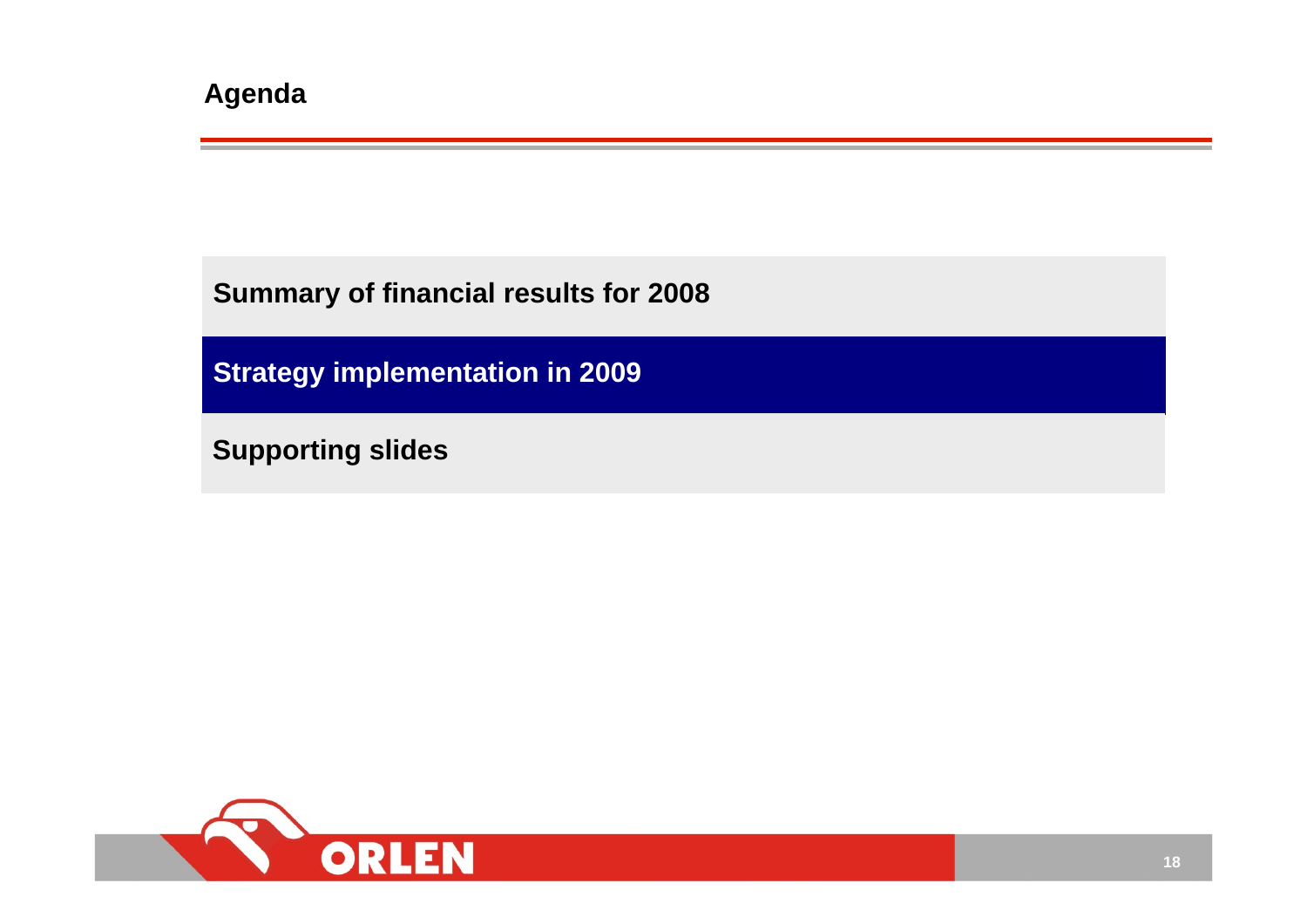# Agenda

- **Summary of financial results for 2008**
- **Strategy implementation in 2009**
- **Supporting slides**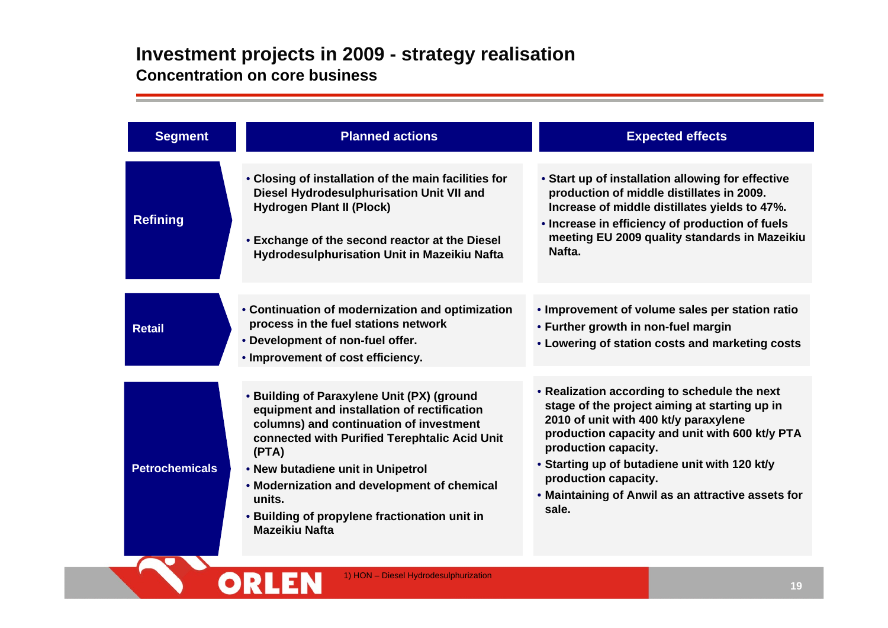# Investment projects in 2009 - strategy realisation

## Concentration on core business

| Segment | Planned actions | Expected effects |
|---|---|---|
| Refining | • Closing of installation of the main facilities for Diesel Hydrodesulphurisation Unit VII and Hydrogen Plant II (Plock)<br><br>• Exchange of the second reactor at the Diesel Hydrodesulphurisation Unit in Mazeikiu Nafta | • Start up of installation allowing for effective production of middle distillates in 2009. Increase of middle distillates yields to 47%.<br>• Increase in efficiency of production of fuels meeting EU 2009 quality standards in Mazeikiu Nafta. |
| Retail | • Continuation of modernization and optimization process in the fuel stations network<br>• Development of non-fuel offer.<br>• Improvement of cost efficiency. | • Improvement of volume sales per station ratio<br>• Further growth in non-fuel margin<br>• Lowering of station costs and marketing costs |
| Petrochemicals | • Building of Paraxylene Unit (PX) (ground equipment and installation of rectification columns) and continuation of investment connected with Purified Terephtalic Acid Unit (PTA)<br>• New butadiene unit in Unipetrol<br>• Modernization and development of chemical units.<br>• Building of propylene fractionation unit in Mazeikiu Nafta | • Realization according to schedule the next stage of the project aiming at starting up in 2010 of unit with 400 kt/y paraxylene production capacity and unit with 600 kt/y PTA production capacity.<br>• Starting up of butadiene unit with 120 kt/y production capacity.<br>• Maintaining of Anwil as an attractive assets for sale. |

1) HON – Diesel Hydrodesulphurization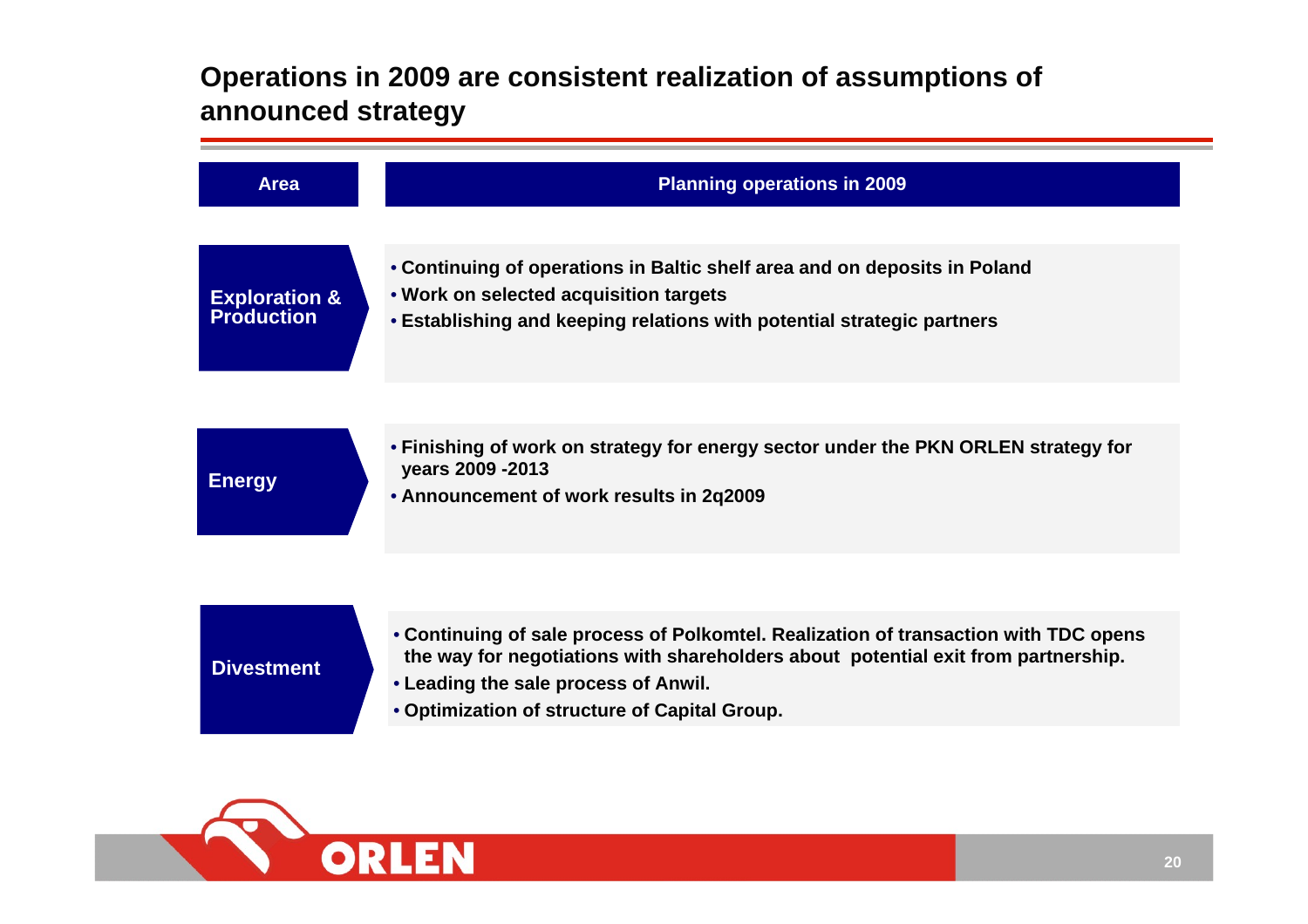## Operations in 2009 are consistent realization of assumptions of announced strategy

| Area | Planning operations in 2009 |
| --- | --- |
| Exploration & Production | • Continuing of operations in Baltic shelf area and on deposits in Poland<br>• Work on selected acquisition targets<br>• Establishing and keeping relations with potential strategic partners |
| Energy | • Finishing of work on strategy for energy sector under the PKN ORLEN strategy for years 2009 -2013<br>• Announcement of work results in 2q2009 |
| Divestment | • Continuing of sale process of Polkomtel. Realization of transaction with TDC opens the way for negotiations with shareholders about potential exit from partnership.<br>• Leading the sale process of Anwil.<br>• Optimization of structure of Capital Group. |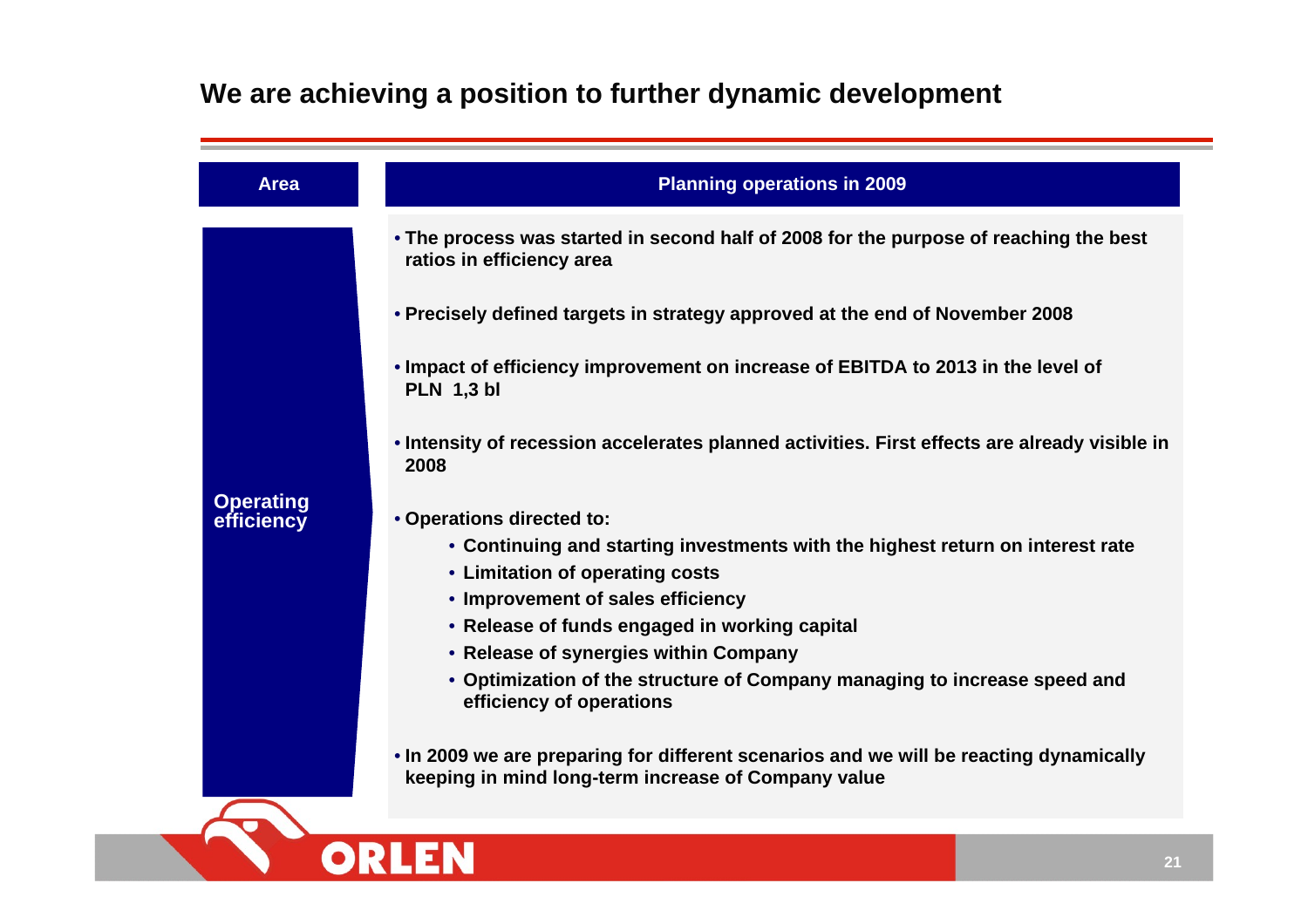## We are achieving a position to further dynamic development

| Area | Planning operations in 2009 |
|---|---|
| Operating efficiency | • The process was started in second half of 2008 for the purpose of reaching the best ratios in efficiency area<br>• Precisely defined targets in strategy approved at the end of November 2008<br>• Impact of efficiency improvement on increase of EBITDA to 2013 in the level of PLN 1,3 bl<br>• Intensity of recession accelerates planned activities. First effects are already visible in 2008<br>• Operations directed to:<br>&nbsp;&nbsp;• Continuing and starting investments with the highest return on interest rate<br>&nbsp;&nbsp;• Limitation of operating costs<br>&nbsp;&nbsp;• Improvement of sales efficiency<br>&nbsp;&nbsp;• Release of funds engaged in working capital<br>&nbsp;&nbsp;• Release of synergies within Company<br>&nbsp;&nbsp;• Optimization of the structure of Company managing to increase speed and efficiency of operations<br>• In 2009 we are preparing for different scenarios and we will be reacting dynamically keeping in mind long-term increase of Company value |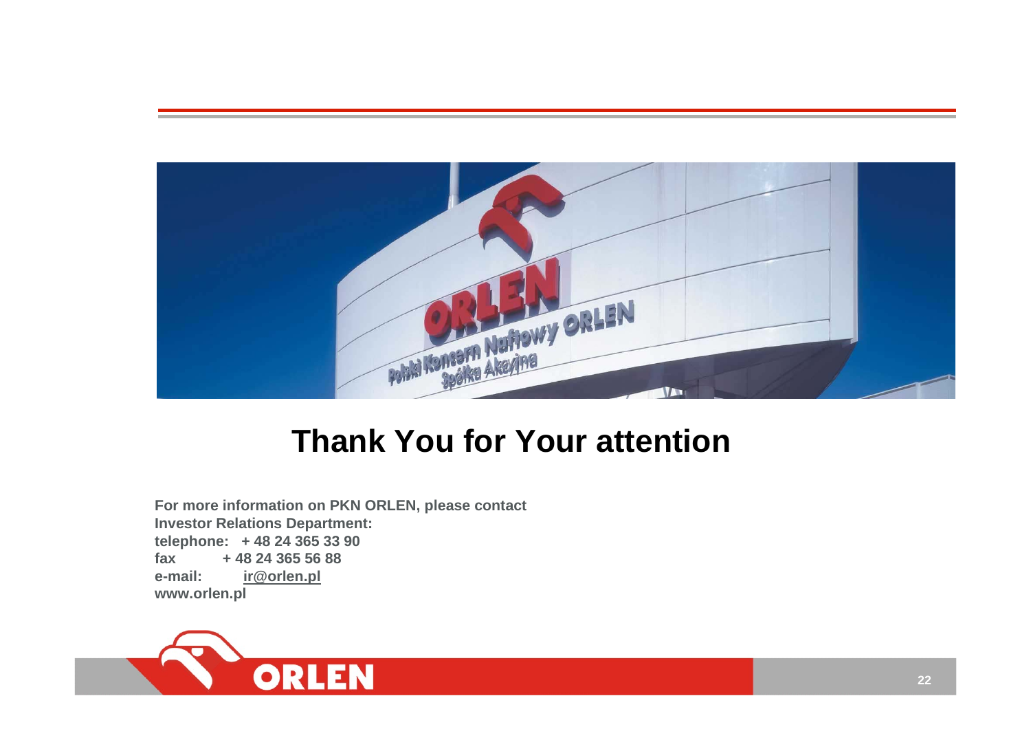# Thank You for Your attention

**For more information on PKN ORLEN, please contact**
**Investor Relations Department:**
**telephone: + 48 24 365 33 90**
**fax + 48 24 365 56 88**
**e-mail: ir@orlen.pl**
**www.orlen.pl**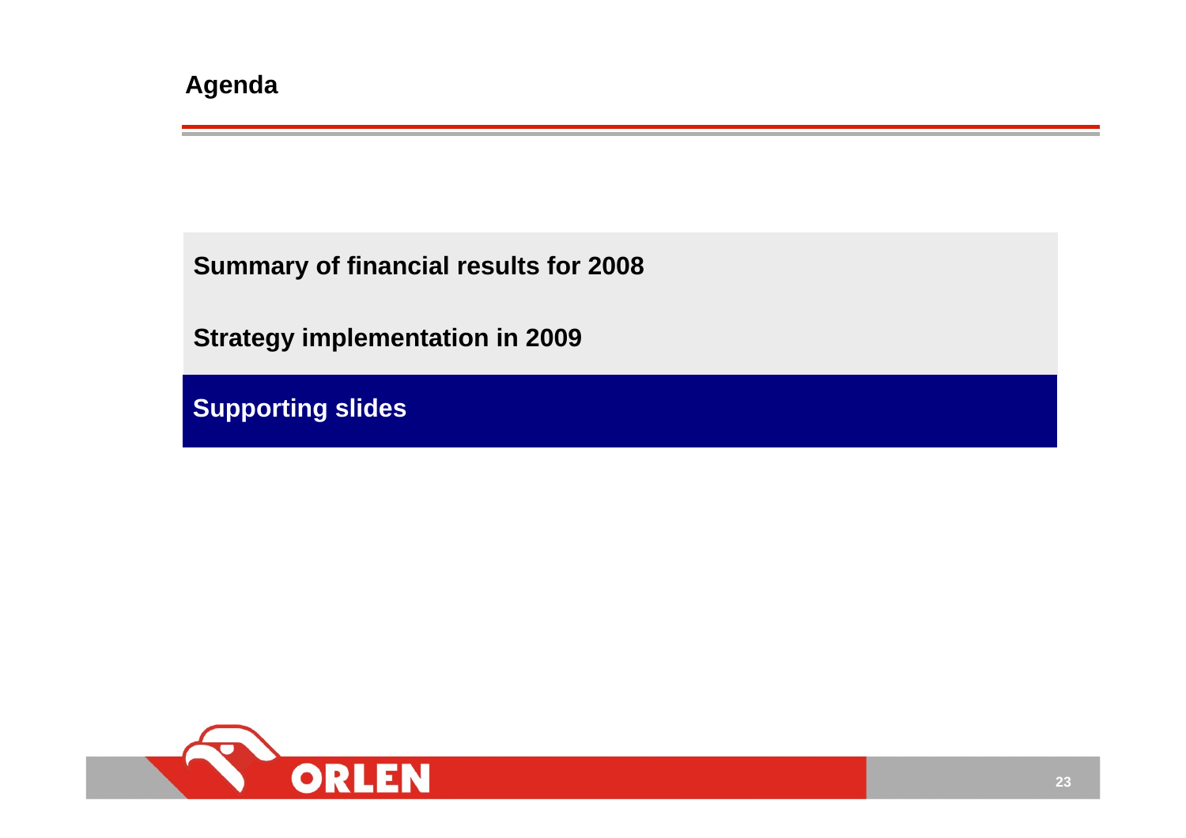# Agenda

**Summary of financial results for 2008**

**Strategy implementation in 2009**

**Supporting slides**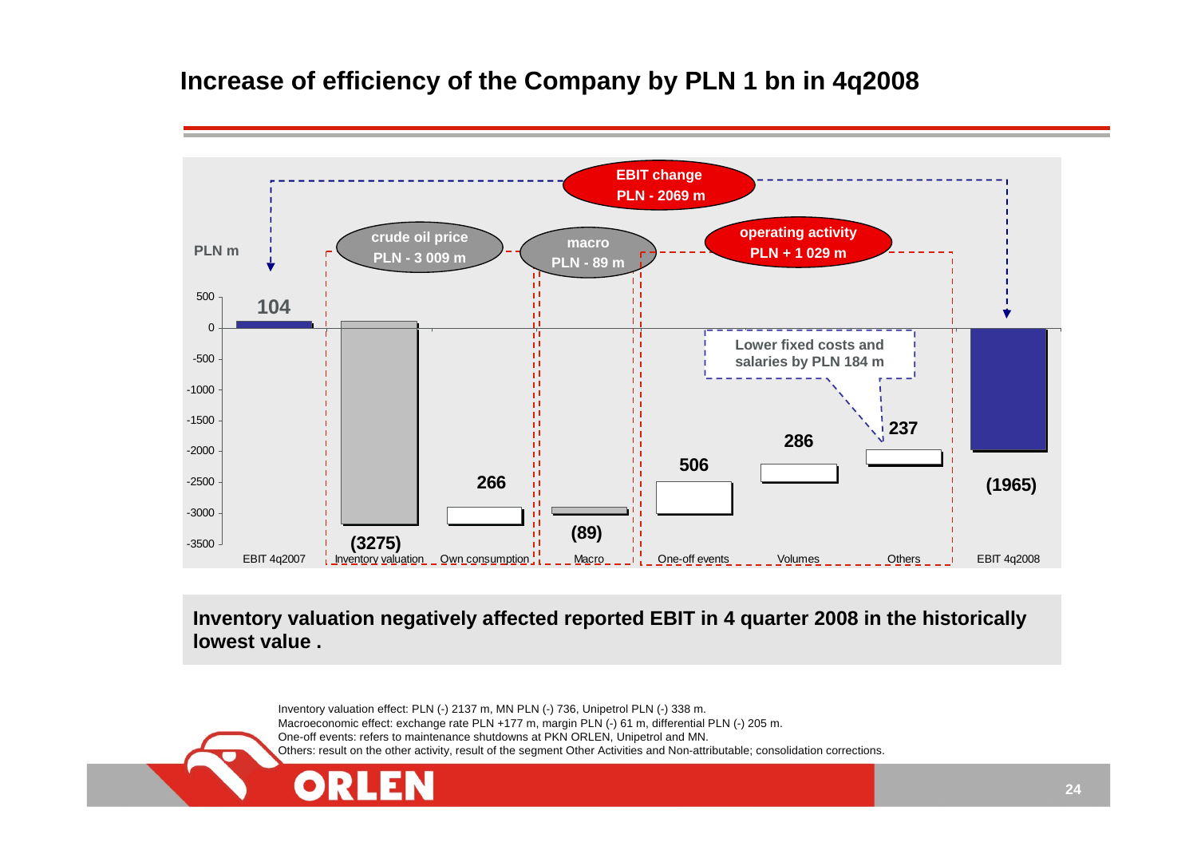# Increase of efficiency of the Company by PLN 1 bn in 4q2008

PLN m

EBIT change PLN - 2069 m

crude oil price PLN - 3 009 m

macro PLN - 89 m

operating activity PLN + 1 029 m

Lower fixed costs and salaries by PLN 184 m

| | Value (PLN m) |
|---|---|
| EBIT 4q2007 | 104 |
| Inventory valuation | (3275) |
| Own consumption | 266 |
| Macro | (89) |
| One-off events | 506 |
| Volumes | 286 |
| Others | 237 |
| EBIT 4q2008 | (1965) |

**Inventory valuation negatively affected reported EBIT in 4 quarter 2008 in the historically lowest value .**

Inventory valuation effect: PLN (-) 2137 m, MN PLN (-) 736, Unipetrol PLN (-) 338 m.
Macroeconomic effect: exchange rate PLN +177 m, margin PLN (-) 61 m, differential PLN (-) 205 m.
One-off events: refers to maintenance shutdowns at PKN ORLEN, Unipetrol and MN.
Others: result on the other activity, result of the segment Other Activities and Non-attributable; consolidation corrections.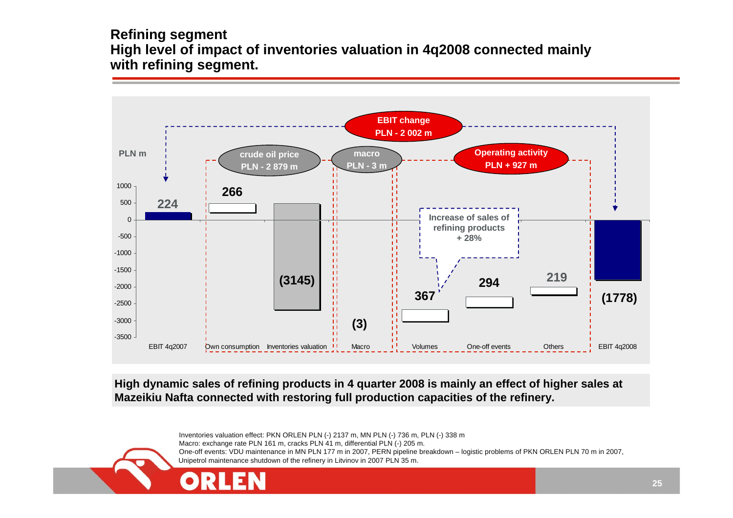## Refining segment

## High level of impact of inventories valuation in 4q2008 connected mainly with refining segment.

PLN m

EBIT change PLN - 2 002 m

crude oil price PLN - 2 879 m

macro PLN - 3 m

Operating activity PLN + 927 m

| | EBIT 4q2007 | Own consumption | Inventories valuation | Macro | Volumes | One-off events | Others | EBIT 4q2008 |
|---|---|---|---|---|---|---|---|---|
| PLN m | 224 | 266 | (3145) | (3) | 367 | 294 | 219 | (1778) |

Increase of sales of refining products + 28%

**High dynamic sales of refining products in 4 quarter 2008 is mainly an effect of higher sales at Mazeikiu Nafta connected with restoring full production capacities of the refinery.**

Inventories valuation effect: PKN ORLEN PLN (-) 2137 m, MN PLN (-) 736 m, PLN (-) 338 m
Macro: exchange rate PLN 161 m, cracks PLN 41 m, differential PLN (-) 205 m.
One-off events: VDU maintenance in MN PLN 177 m in 2007, PERN pipeline breakdown – logistic problems of PKN ORLEN PLN 70 m in 2007, Unipetrol maintenance shutdown of the refinery in Litvinov in 2007 PLN 35 m.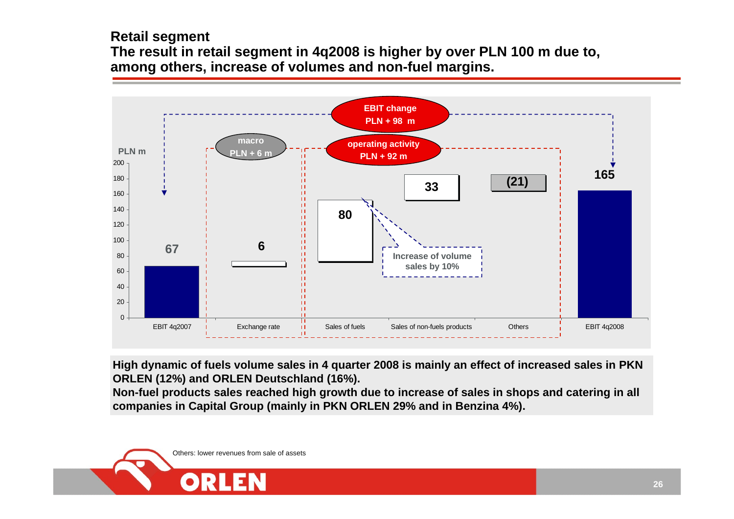## Retail segment

**The result in retail segment in 4q2008 is higher by over PLN 100 m due to, among others, increase of volumes and non-fuel margins.**

PLN m

| | EBIT 4q2007 | Exchange rate | Sales of fuels | Sales of non-fuels products | Others | EBIT 4q2008 |
|---|---|---|---|---|---|---|
| Value | 67 | 6 | 80 | 33 | (21) | 165 |

EBIT change PLN + 98 m

macro PLN + 6 m

operating activity PLN + 92 m

Increase of volume sales by 10%

**High dynamic of fuels volume sales in 4 quarter 2008 is mainly an effect of increased sales in PKN ORLEN (12%) and ORLEN Deutschland (16%).**

**Non-fuel products sales reached high growth due to increase of sales in shops and catering in all companies in Capital Group (mainly in PKN ORLEN 29% and in Benzina 4%).**

Others: lower revenues from sale of assets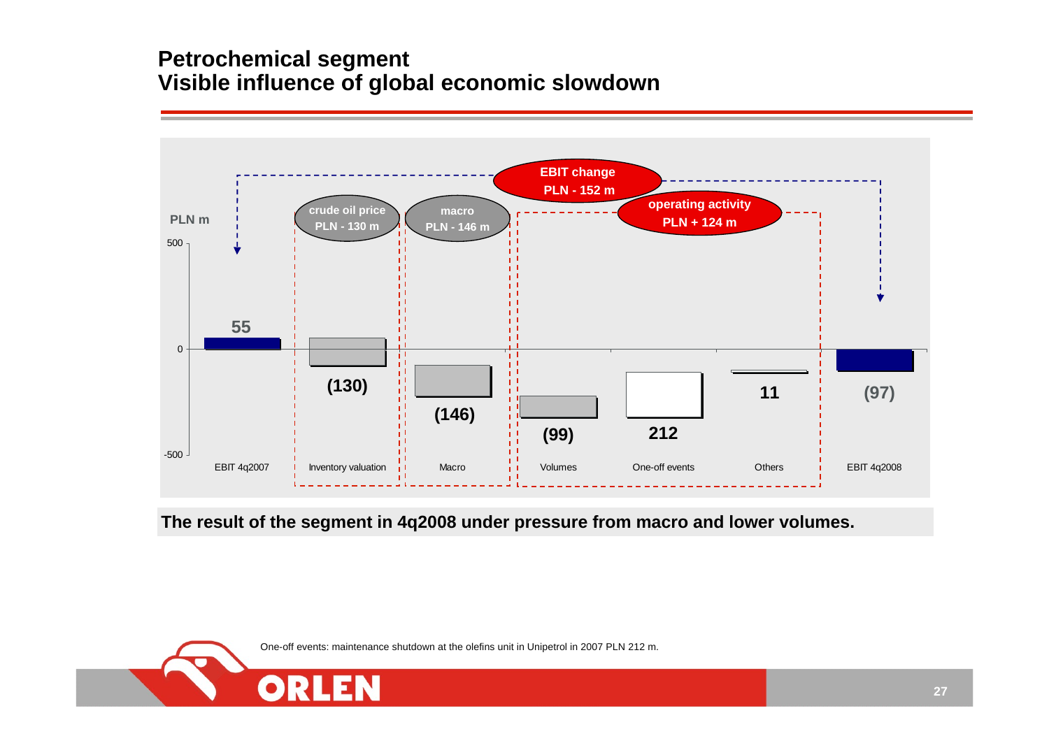# Petrochemical segment
## Visible influence of global economic slowdown

PLN m

- EBIT change: PLN - 152 m
- crude oil price: PLN - 130 m
- macro: PLN - 146 m
- operating activity: PLN + 124 m

| EBIT 4q2007 | Inventory valuation | Macro | Volumes | One-off events | Others | EBIT 4q2008 |
|---|---|---|---|---|---|---|
| 55 | (130) | (146) | (99) | 212 | 11 | (97) |

**The result of the segment in 4q2008 under pressure from macro and lower volumes.**

One-off events: maintenance shutdown at the olefins unit in Unipetrol in 2007 PLN 212 m.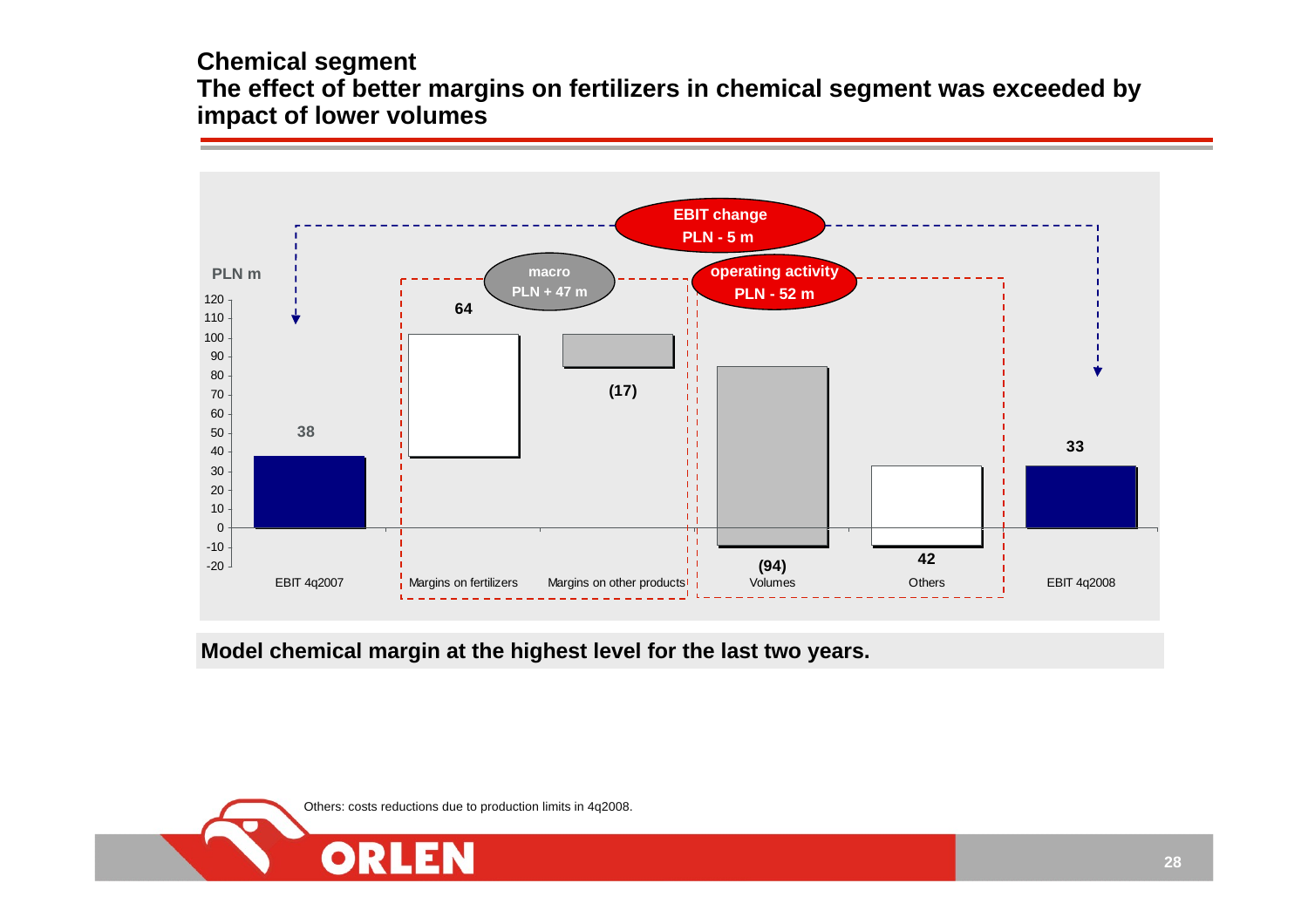## Chemical segment

## The effect of better margins on fertilizers in chemical segment was exceeded by impact of lower volumes

EBIT change PLN - 5 m

macro PLN + 47 m

operating activity PLN - 52 m

PLN m

| EBIT 4q2007 | Margins on fertilizers | Margins on other products | Volumes | Others | EBIT 4q2008 |
|---|---|---|---|---|---|
| 38 | 64 | (17) | (94) | 42 | 33 |

**Model chemical margin at the highest level for the last two years.**

Others: costs reductions due to production limits in 4q2008.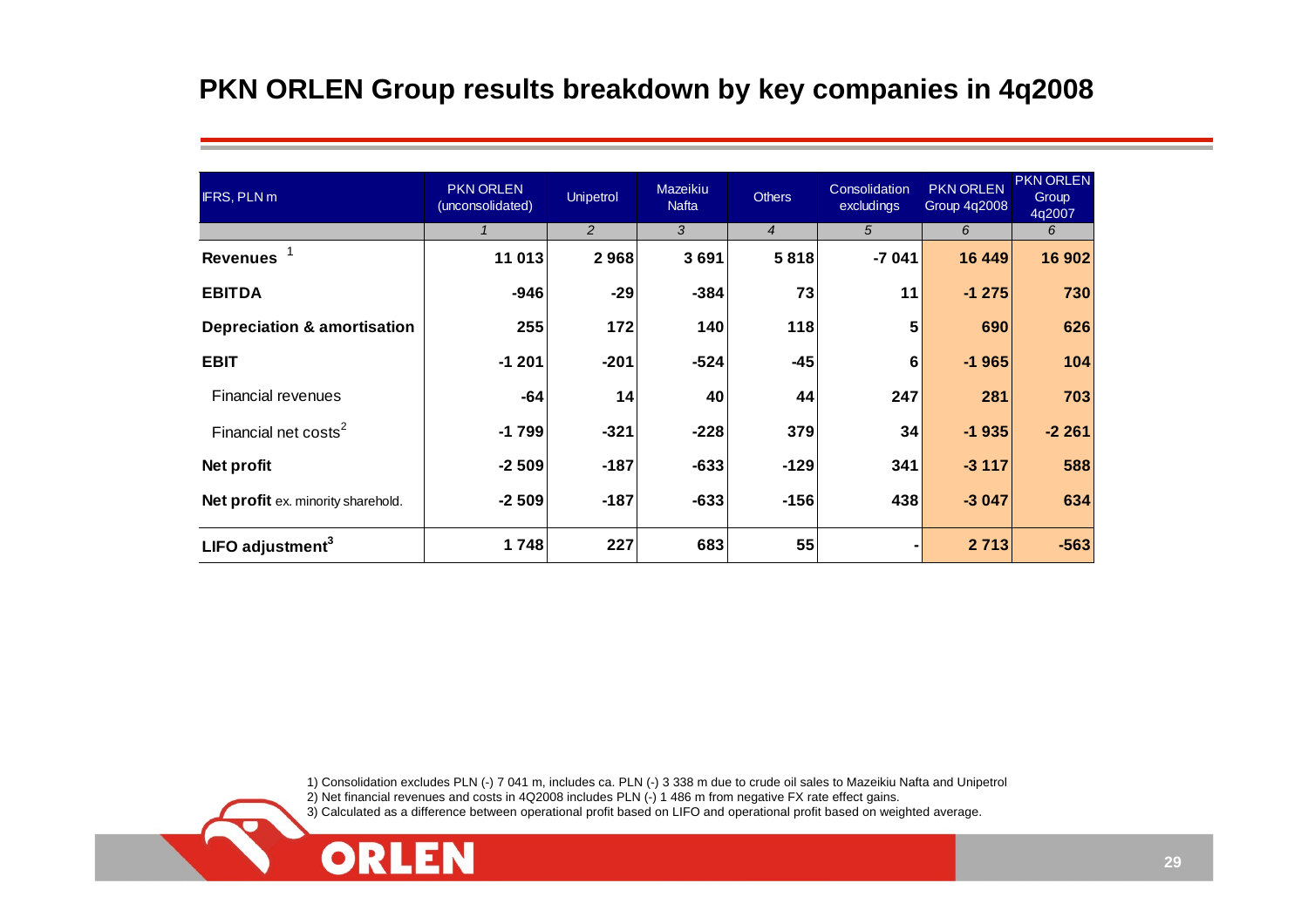# PKN ORLEN Group results breakdown by key companies in 4q2008

| IFRS, PLN m | PKN ORLEN (unconsolidated) | Unipetrol | Mazeikiu Nafta | Others | Consolidation excludings | PKN ORLEN Group 4q2008 | PKN ORLEN Group 4q2007 |
|---|---|---|---|---|---|---|---|
| | *1* | *2* | *3* | *4* | *5* | *6* | *6* |
| **Revenues** [1] | **11 013** | **2 968** | **3 691** | **5 818** | **-7 041** | **16 449** | **16 902** |
| **EBITDA** | **-946** | **-29** | **-384** | **73** | **11** | **-1 275** | **730** |
| **Depreciation & amortisation** | **255** | **172** | **140** | **118** | **5** | **690** | **626** |
| **EBIT** | **-1 201** | **-201** | **-524** | **-45** | **6** | **-1 965** | **104** |
| Financial revenues | **-64** | **14** | **40** | **44** | **247** | **281** | **703** |
| Financial net costs[2] | **-1 799** | **-321** | **-228** | **379** | **34** | **-1 935** | **-2 261** |
| **Net profit** | **-2 509** | **-187** | **-633** | **-129** | **341** | **-3 117** | **588** |
| **Net profit** ex. minority sharehold. | **-2 509** | **-187** | **-633** | **-156** | **438** | **-3 047** | **634** |
| **LIFO adjustment**[3] | **1 748** | **227** | **683** | **55** | **-** | **2 713** | **-563** |

1) Consolidation excludes PLN (-) 7 041 m, includes ca. PLN (-) 3 338 m due to crude oil sales to Mazeikiu Nafta and Unipetrol
2) Net financial revenues and costs in 4Q2008 includes PLN (-) 1 486 m from negative FX rate effect gains.
3) Calculated as a difference between operational profit based on LIFO and operational profit based on weighted average.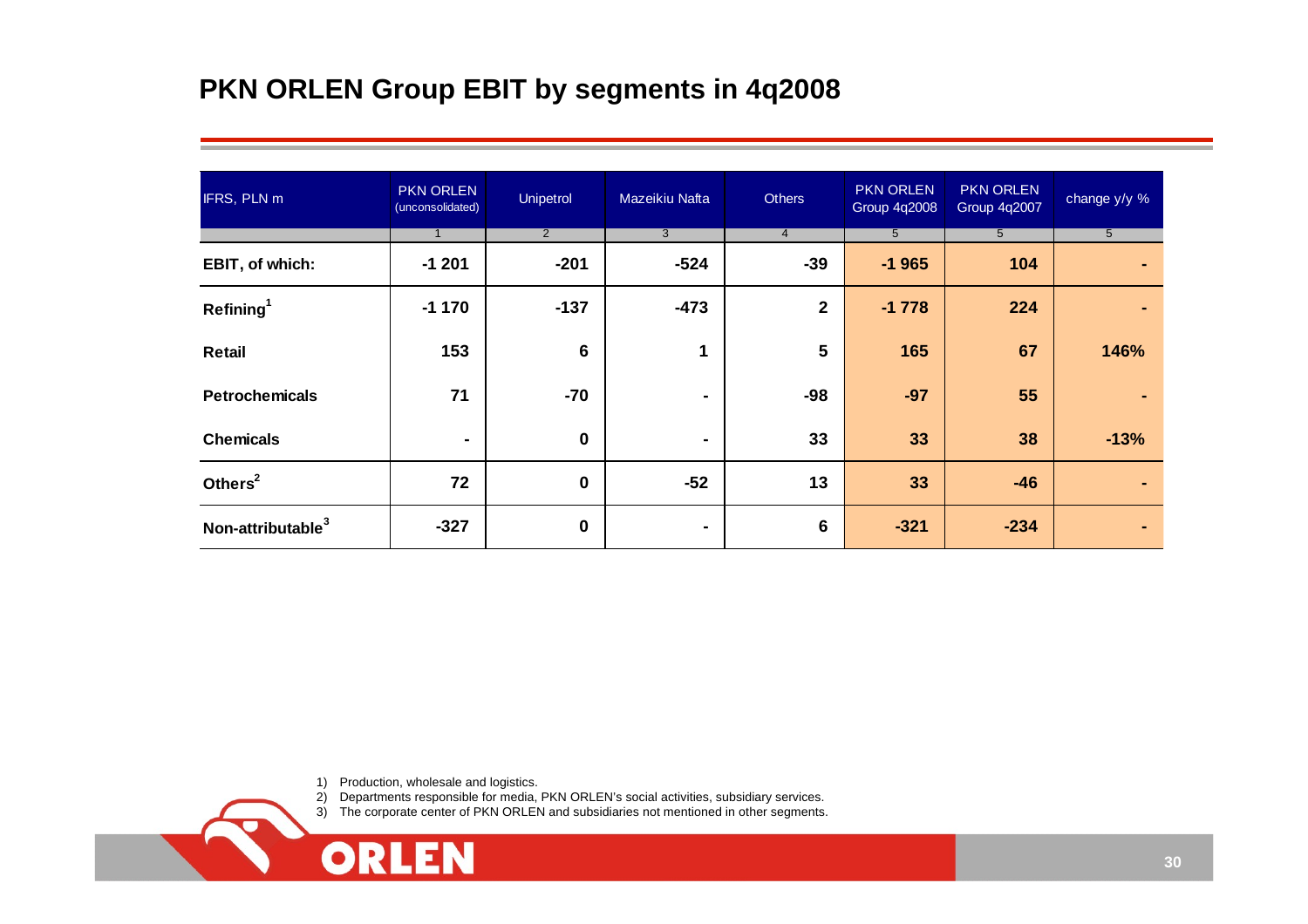# PKN ORLEN Group EBIT by segments in 4q2008

| IFRS, PLN m | PKN ORLEN (unconsolidated) | Unipetrol | Mazeikiu Nafta | Others | PKN ORLEN Group 4q2008 | PKN ORLEN Group 4q2007 | change y/y % |
|---|---|---|---|---|---|---|---|
| | 1 | 2 | 3 | 4 | 5 | 5 | 5 |
| **EBIT, of which:** | **-1 201** | **-201** | **-524** | **-39** | **-1 965** | **104** | **-** |
| **Refining**[1] | **-1 170** | **-137** | **-473** | **2** | **-1 778** | **224** | **-** |
| **Retail** | **153** | **6** | **1** | **5** | **165** | **67** | **146%** |
| **Petrochemicals** | **71** | **-70** | **-** | **-98** | **-97** | **55** | **-** |
| **Chemicals** | **-** | **0** | **-** | **33** | **33** | **38** | **-13%** |
| **Others**[2] | **72** | **0** | **-52** | **13** | **33** | **-46** | **-** |
| **Non-attributable**[3] | **-327** | **0** | **-** | **6** | **-321** | **-234** | **-** |

1) Production, wholesale and logistics.
2) Departments responsible for media, PKN ORLEN's social activities, subsidiary services.
3) The corporate center of PKN ORLEN and subsidiaries not mentioned in other segments.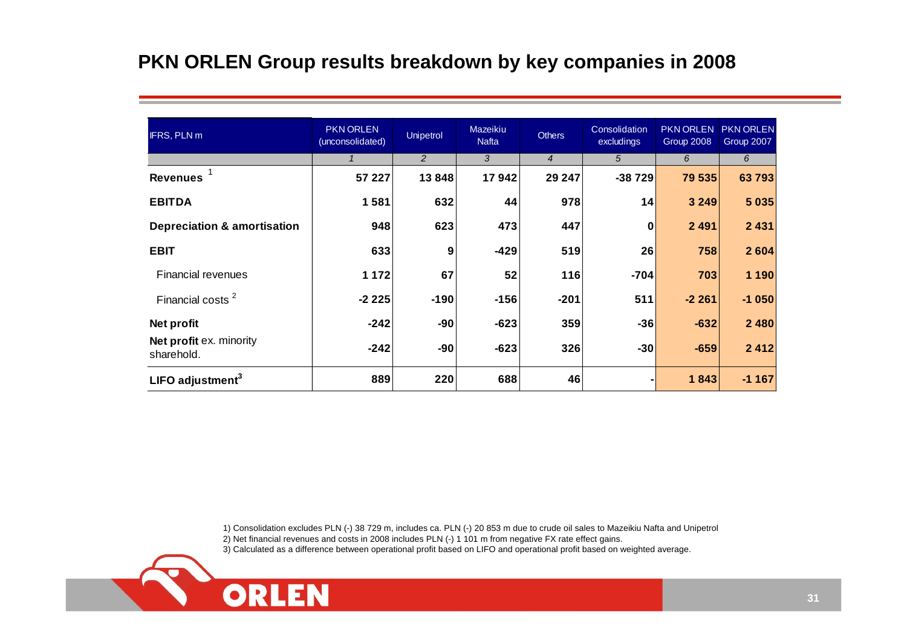# PKN ORLEN Group results breakdown by key companies in 2008

| IFRS, PLN m | PKN ORLEN (unconsolidated) | Unipetrol | Mazeikiu Nafta | Others | Consolidation excludings | PKN ORLEN Group 2008 | PKN ORLEN Group 2007 |
|---|---|---|---|---|---|---|---|
| | *1* | *2* | *3* | *4* | *5* | *6* | *6* |
| **Revenues** [1] | **57 227** | **13 848** | **17 942** | **29 247** | **-38 729** | **79 535** | **63 793** |
| **EBITDA** | **1 581** | **632** | **44** | **978** | **14** | **3 249** | **5 035** |
| **Depreciation & amortisation** | **948** | **623** | **473** | **447** | **0** | **2 491** | **2 431** |
| **EBIT** | **633** | **9** | **-429** | **519** | **26** | **758** | **2 604** |
| Financial revenues | **1 172** | **67** | **52** | **116** | **-704** | **703** | **1 190** |
| Financial costs [2] | **-2 225** | **-190** | **-156** | **-201** | **511** | **-2 261** | **-1 050** |
| **Net profit** | **-242** | **-90** | **-623** | **359** | **-36** | **-632** | **2 480** |
| **Net profit** ex. minority sharehold. | **-242** | **-90** | **-623** | **326** | **-30** | **-659** | **2 412** |
| **LIFO adjustment**[3] | **889** | **220** | **688** | **46** | **-** | **1 843** | **-1 167** |

1) Consolidation excludes PLN (-) 38 729 m, includes ca. PLN (-) 20 853 m due to crude oil sales to Mazeikiu Nafta and Unipetrol

2) Net financial revenues and costs in 2008 includes PLN (-) 1 101 m from negative FX rate effect gains.

3) Calculated as a difference between operational profit based on LIFO and operational profit based on weighted average.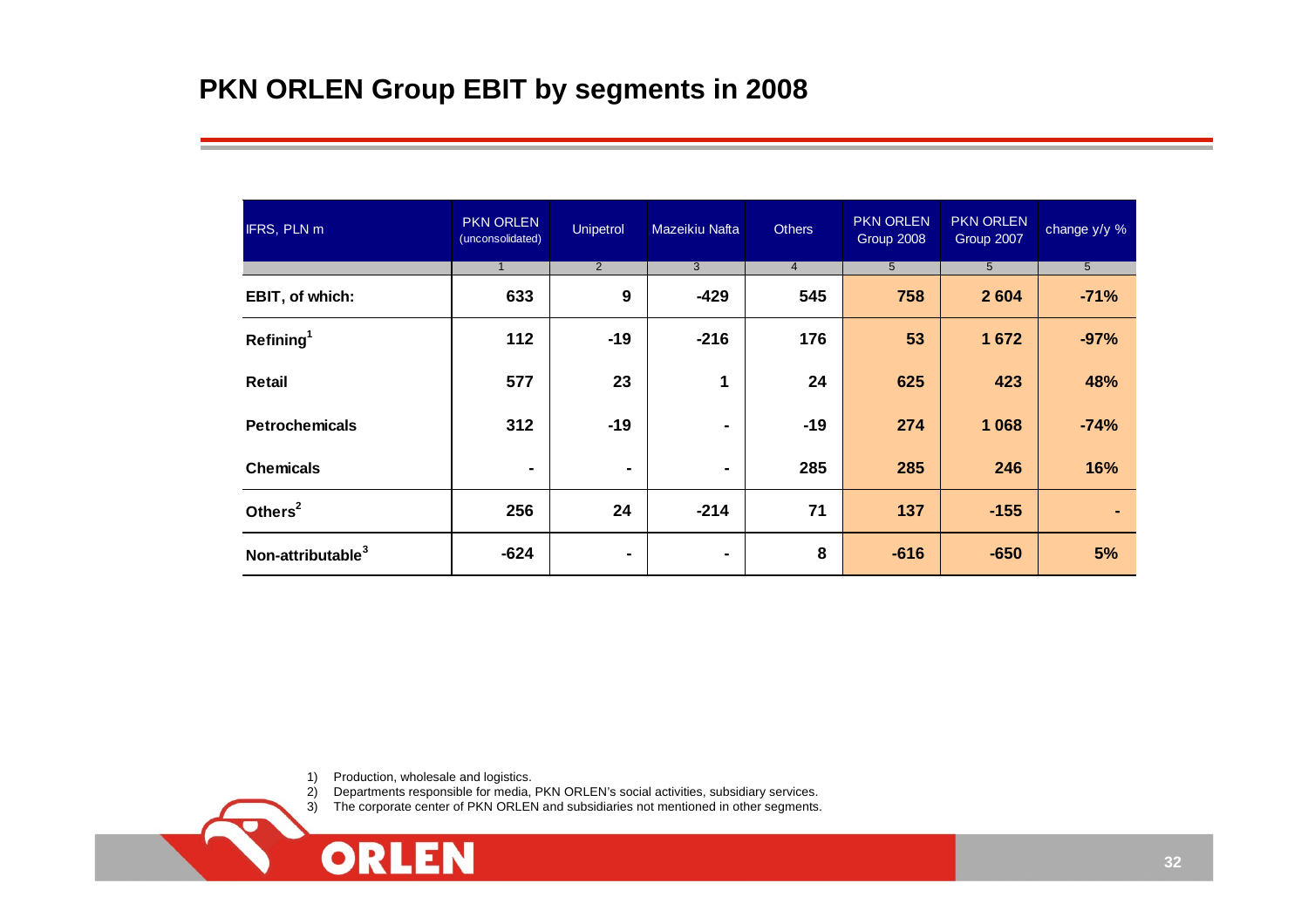# PKN ORLEN Group EBIT by segments in 2008

| IFRS, PLN m | PKN ORLEN (unconsolidated) | Unipetrol | Mazeikiu Nafta | Others | PKN ORLEN Group 2008 | PKN ORLEN Group 2007 | change y/y % |
|---|---|---|---|---|---|---|---|
| | 1 | 2 | 3 | 4 | 5 | 5 | 5 |
| **EBIT, of which:** | **633** | **9** | **-429** | **545** | **758** | **2 604** | **-71%** |
| **Refining**[1] | **112** | **-19** | **-216** | **176** | **53** | **1 672** | **-97%** |
| **Retail** | **577** | **23** | **1** | **24** | **625** | **423** | **48%** |
| **Petrochemicals** | **312** | **-19** | **-** | **-19** | **274** | **1 068** | **-74%** |
| **Chemicals** | **-** | **-** | **-** | **285** | **285** | **246** | **16%** |
| **Others**[2] | **256** | **24** | **-214** | **71** | **137** | **-155** | **-** |
| **Non-attributable**[3] | **-624** | **-** | **-** | **8** | **-616** | **-650** | **5%** |

1) Production, wholesale and logistics.
2) Departments responsible for media, PKN ORLEN's social activities, subsidiary services.
3) The corporate center of PKN ORLEN and subsidiaries not mentioned in other segments.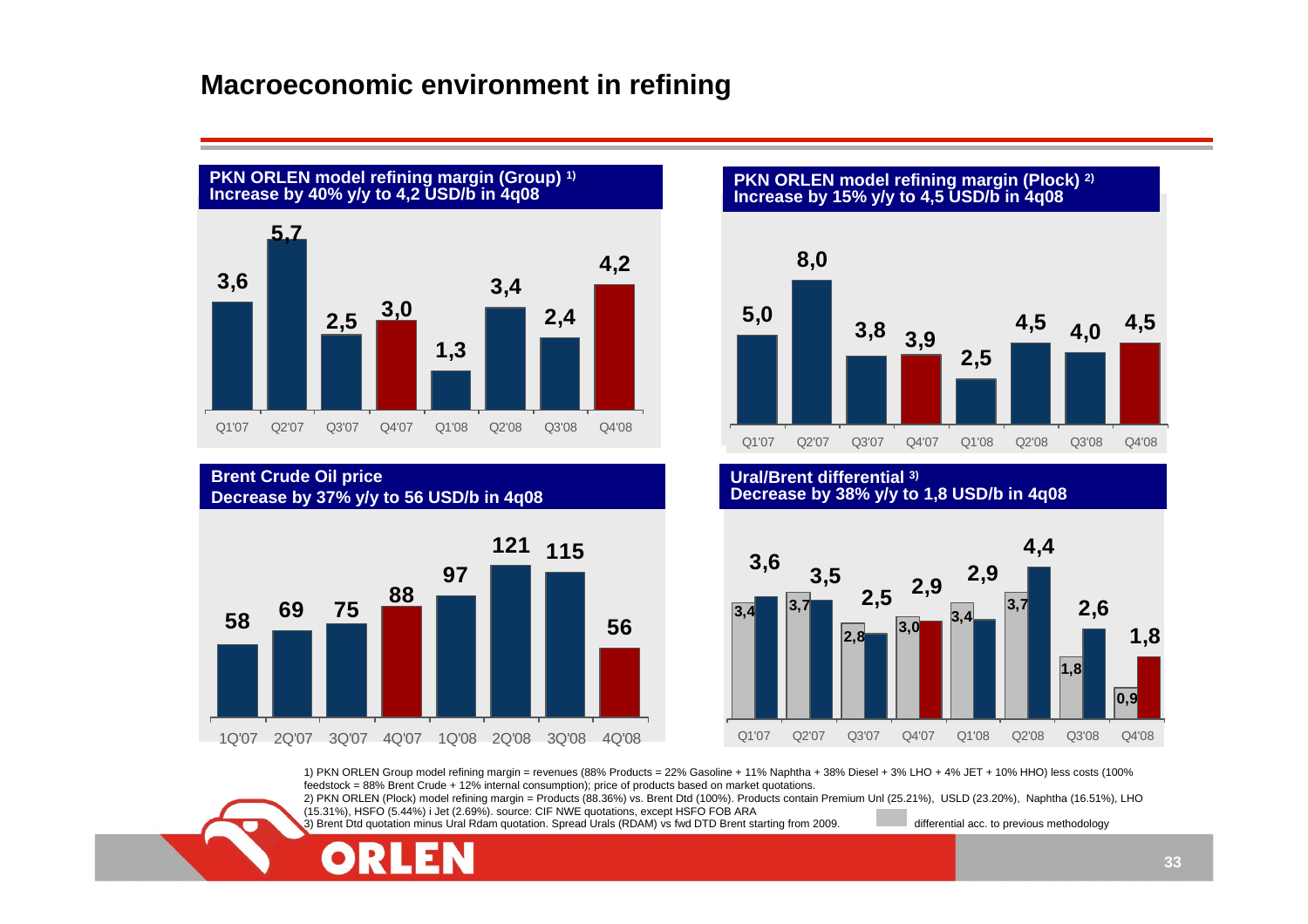# Macroeconomic environment in refining

**PKN ORLEN model refining margin (Group) [1)]**
**Increase by 40% y/y to 4,2 USD/b in 4q08**

| Q1'07 | Q2'07 | Q3'07 | Q4'07 | Q1'08 | Q2'08 | Q3'08 | Q4'08 |
|---|---|---|---|---|---|---|---|
| 3,6 | 5,7 | 2,5 | 3,0 | 1,3 | 3,4 | 2,4 | 4,2 |

**PKN ORLEN model refining margin (Plock) [2)]**
**Increase by 15% y/y to 4,5 USD/b in 4q08**

| Q1'07 | Q2'07 | Q3'07 | Q4'07 | Q1'08 | Q2'08 | Q3'08 | Q4'08 |
|---|---|---|---|---|---|---|---|
| 5,0 | 8,0 | 3,8 | 3,9 | 2,5 | 4,5 | 4,0 | 4,5 |

**Brent Crude Oil price**
**Decrease by 37% y/y to 56 USD/b in 4q08**

| 1Q'07 | 2Q'07 | 3Q'07 | 4Q'07 | 1Q'08 | 2Q'08 | 3Q'08 | 4Q'08 |
|---|---|---|---|---|---|---|---|
| 58 | 69 | 75 | 88 | 97 | 121 | 115 | 56 |

**Ural/Brent differential [3)]**
**Decrease by 38% y/y to 1,8 USD/b in 4q08**

| | Q1'07 | Q2'07 | Q3'07 | Q4'07 | Q1'08 | Q2'08 | Q3'08 | Q4'08 |
|---|---|---|---|---|---|---|---|---|
| Ural/Brent differential | 3,6 | 3,5 | 2,5 | 2,9 | 2,9 | 4,4 | 2,6 | 1,8 |
| differential acc. to previous methodology | 3,4 | 3,7 | 2,8 | 3,0 | 3,4 | 3,7 | 1,8 | 0,9 |

1) PKN ORLEN Group model refining margin = revenues (88% Products = 22% Gasoline + 11% Naphtha + 38% Diesel + 3% LHO + 4% JET + 10% HHO) less costs (100% feedstock = 88% Brent Crude + 12% internal consumption); price of products based on market quotations.
2) PKN ORLEN (Plock) model refining margin = Products (88.36%) vs. Brent Dtd (100%). Products contain Premium Unl (25.21%), USLD (23.20%), Naphtha (16.51%), LHO (15.31%), HSFO (5.44%) i Jet (2.69%). source: CIF NWE quotations, except HSFO FOB ARA
3) Brent Dtd quotation minus Ural Rdam quotation. Spread Urals (RDAM) vs fwd DTD Brent starting from 2009.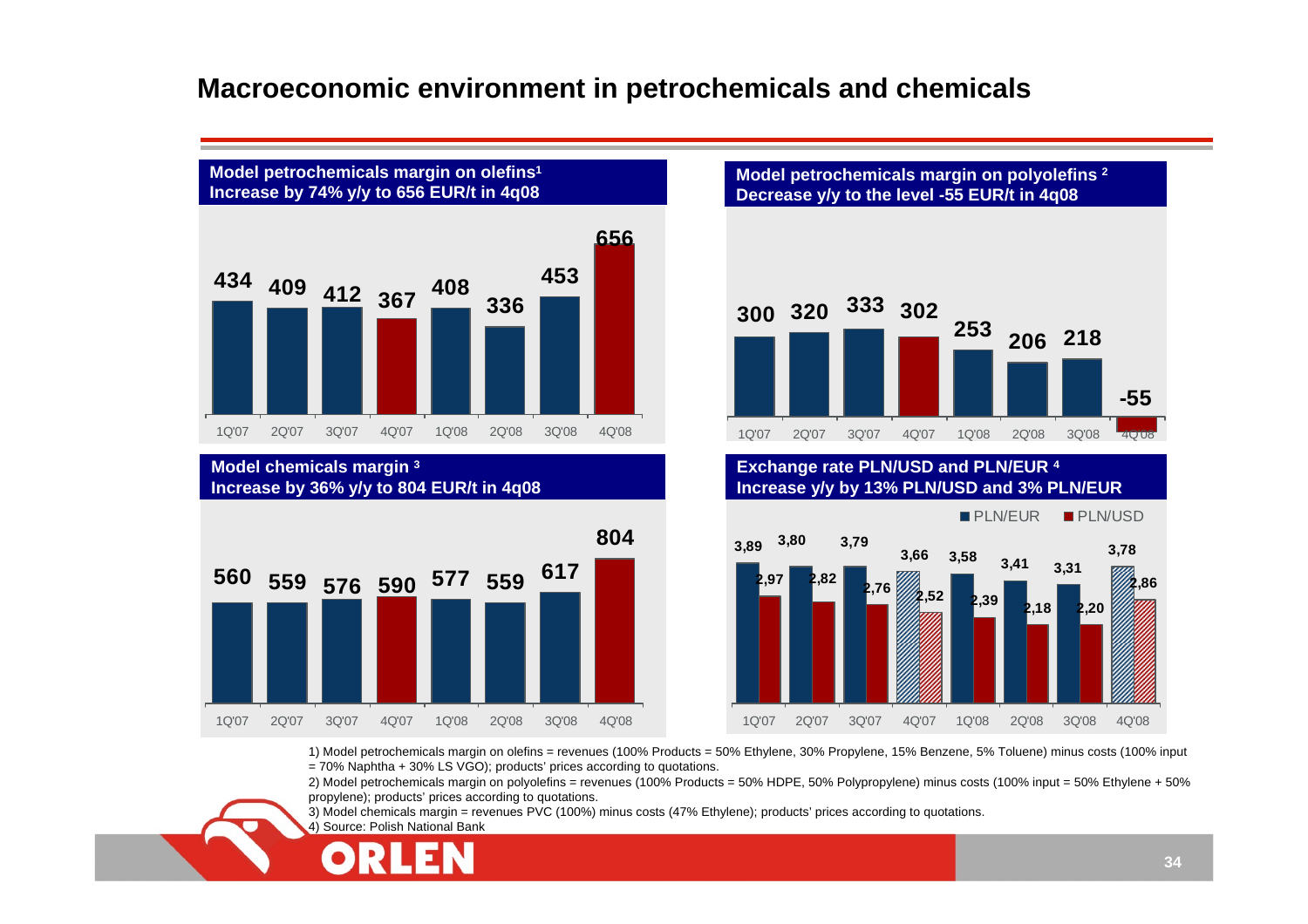# Macroeconomic environment in petrochemicals and chemicals

**Model petrochemicals margin on olefins[1]**
**Increase by 74% y/y to 656 EUR/t in 4q08**

| 1Q'07 | 2Q'07 | 3Q'07 | 4Q'07 | 1Q'08 | 2Q'08 | 3Q'08 | 4Q'08 |
|---|---|---|---|---|---|---|---|
| 434 | 409 | 412 | 367 | 408 | 336 | 453 | 656 |

**Model petrochemicals margin on polyolefins [2]**
**Decrease y/y to the level -55 EUR/t in 4q08**

| 1Q'07 | 2Q'07 | 3Q'07 | 4Q'07 | 1Q'08 | 2Q'08 | 3Q'08 | 4Q'08 |
|---|---|---|---|---|---|---|---|
| 300 | 320 | 333 | 302 | 253 | 206 | 218 | -55 |

**Model chemicals margin [3]**
**Increase by 36% y/y to 804 EUR/t in 4q08**

| 1Q'07 | 2Q'07 | 3Q'07 | 4Q'07 | 1Q'08 | 2Q'08 | 3Q'08 | 4Q'08 |
|---|---|---|---|---|---|---|---|
| 560 | 559 | 576 | 590 | 577 | 559 | 617 | 804 |

**Exchange rate PLN/USD and PLN/EUR [4]**
**Increase y/y by 13% PLN/USD and 3% PLN/EUR**

| | 1Q'07 | 2Q'07 | 3Q'07 | 4Q'07 | 1Q'08 | 2Q'08 | 3Q'08 | 4Q'08 |
|---|---|---|---|---|---|---|---|---|
| PLN/EUR | 3,89 | 3,80 | 3,79 | 3,66 | 3,58 | 3,41 | 3,31 | 3,78 |
| PLN/USD | 2,97 | 2,82 | 2,76 | 2,52 | 2,39 | 2,18 | 2,20 | 2,86 |

1) Model petrochemicals margin on olefins = revenues (100% Products = 50% Ethylene, 30% Propylene, 15% Benzene, 5% Toluene) minus costs (100% input = 70% Naphtha + 30% LS VGO); products' prices according to quotations.

2) Model petrochemicals margin on polyolefins = revenues (100% Products = 50% HDPE, 50% Polypropylene) minus costs (100% input = 50% Ethylene + 50% propylene); products' prices according to quotations.

3) Model chemicals margin = revenues PVC (100%) minus costs (47% Ethylene); products' prices according to quotations.

4) Source: Polish National Bank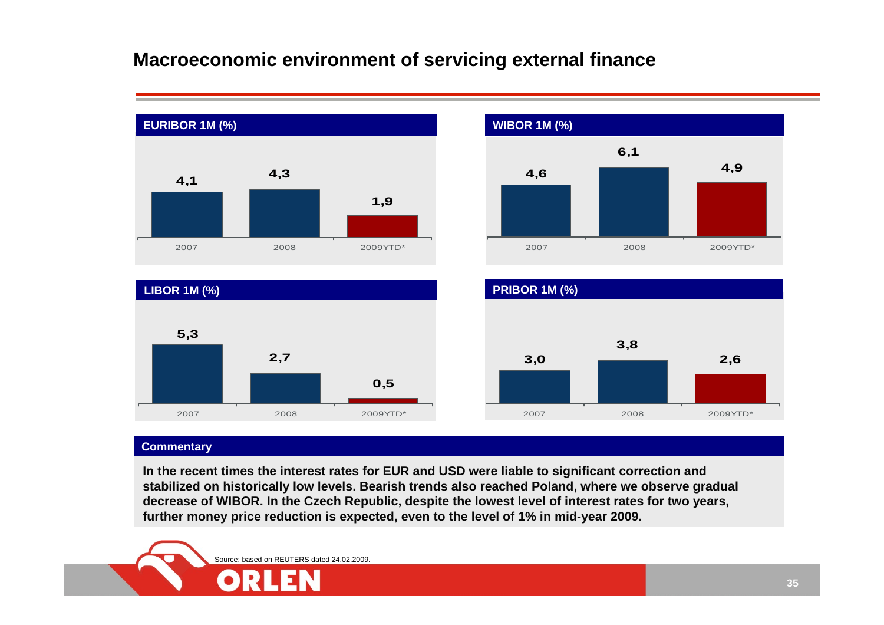# Macroeconomic environment of servicing external finance

### EURIBOR 1M (%)

| 2007 | 2008 | 2009YTD* |
|---|---|---|
| 4,1 | 4,3 | 1,9 |

### WIBOR 1M (%)

| 2007 | 2008 | 2009YTD* |
|---|---|---|
| 4,6 | 6,1 | 4,9 |

### LIBOR 1M (%)

| 2007 | 2008 | 2009YTD* |
|---|---|---|
| 5,3 | 2,7 | 0,5 |

### PRIBOR 1M (%)

| 2007 | 2008 | 2009YTD* |
|---|---|---|
| 3,0 | 3,8 | 2,6 |

### Commentary

**In the recent times the interest rates for EUR and USD were liable to significant correction and stabilized on historically low levels. Bearish trends also reached Poland, where we observe gradual decrease of WIBOR. In the Czech Republic, despite the lowest level of interest rates for two years, further money price reduction is expected, even to the level of 1% in mid-year 2009.**

Source: based on REUTERS dated 24.02.2009.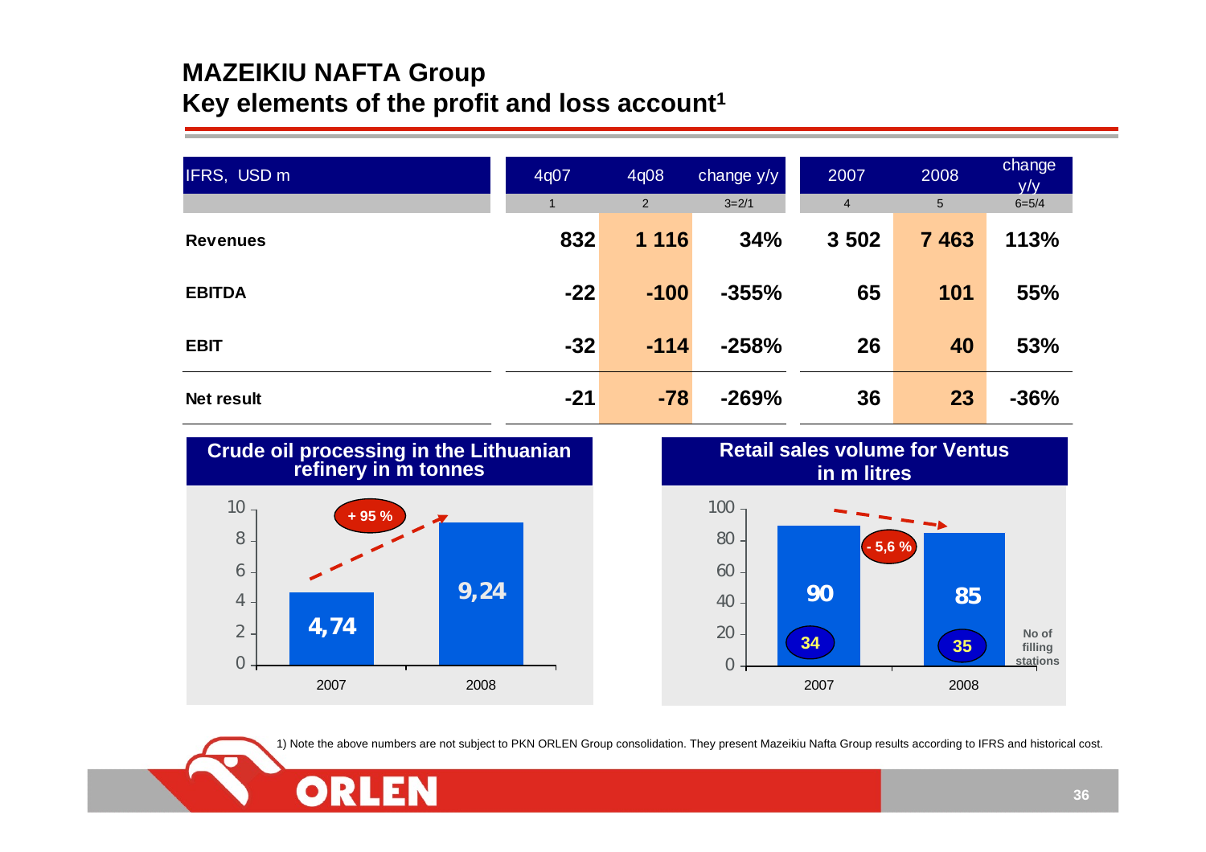# MAZEIKIU NAFTA Group
## Key elements of the profit and loss account[1]

| IFRS, USD m | 4q07 | 4q08 | change y/y | 2007 | 2008 | change y/y |
|---|---|---|---|---|---|---|
| | 1 | 2 | 3=2/1 | 4 | 5 | 6=5/4 |
| **Revenues** | **832** | **1 116** | **34%** | **3 502** | **7 463** | **113%** |
| **EBITDA** | **-22** | **-100** | **-355%** | **65** | **101** | **55%** |
| **EBIT** | **-32** | **-114** | **-258%** | **26** | **40** | **53%** |
| **Net result** | **-21** | **-78** | **-269%** | **36** | **23** | **-36%** |

**Crude oil processing in the Lithuanian refinery in m tonnes**

| | 2007 | 2008 |
|---|---|---|
| Crude oil processing (m tonnes) | 4,74 | 9,24 |

+ 95 %

**Retail sales volume for Ventus in m litres**

| | 2007 | 2008 |
|---|---|---|
| Retail sales volume (m litres) | 90 | 85 |
| No of filling stations | 34 | 35 |

- 5,6 %

1) Note the above numbers are not subject to PKN ORLEN Group consolidation. They present Mazeikiu Nafta Group results according to IFRS and historical cost.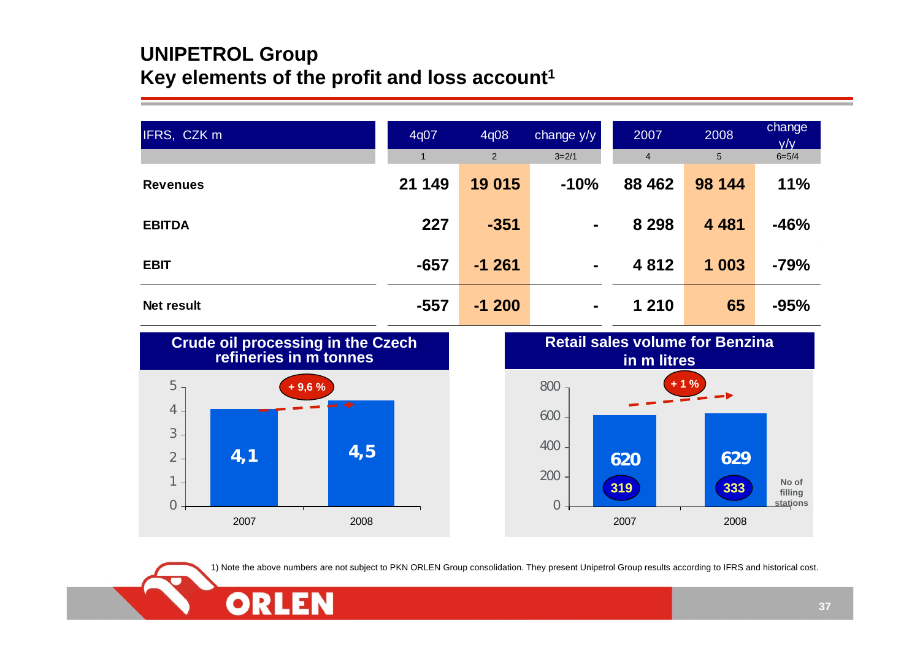# UNIPETROL Group

## Key elements of the profit and loss account[1]

| IFRS, CZK m | 4q07 | 4q08 | change y/y | 2007 | 2008 | change y/y |
|---|---|---|---|---|---|---|
| | 1 | 2 | 3=2/1 | 4 | 5 | 6=5/4 |
| **Revenues** | **21 149** | **19 015** | **-10%** | **88 462** | **98 144** | **11%** |
| **EBITDA** | **227** | **-351** | **-** | **8 298** | **4 481** | **-46%** |
| **EBIT** | **-657** | **-1 261** | **-** | **4 812** | **1 003** | **-79%** |
| **Net result** | **-557** | **-1 200** | **-** | **1 210** | **65** | **-95%** |

### Crude oil processing in the Czech refineries in m tonnes

| | 2007 | 2008 |
|---|---|---|
| Crude oil processing (m tonnes) | 4,1 | 4,5 |

Change: + 9,6 %

### Retail sales volume for Benzina in m litres

| | 2007 | 2008 |
|---|---|---|
| Retail sales volume (m litres) | 620 | 629 |
| No of filling stations | 319 | 333 |

Change: + 1 %

1) Note the above numbers are not subject to PKN ORLEN Group consolidation. They present Unipetrol Group results according to IFRS and historical cost.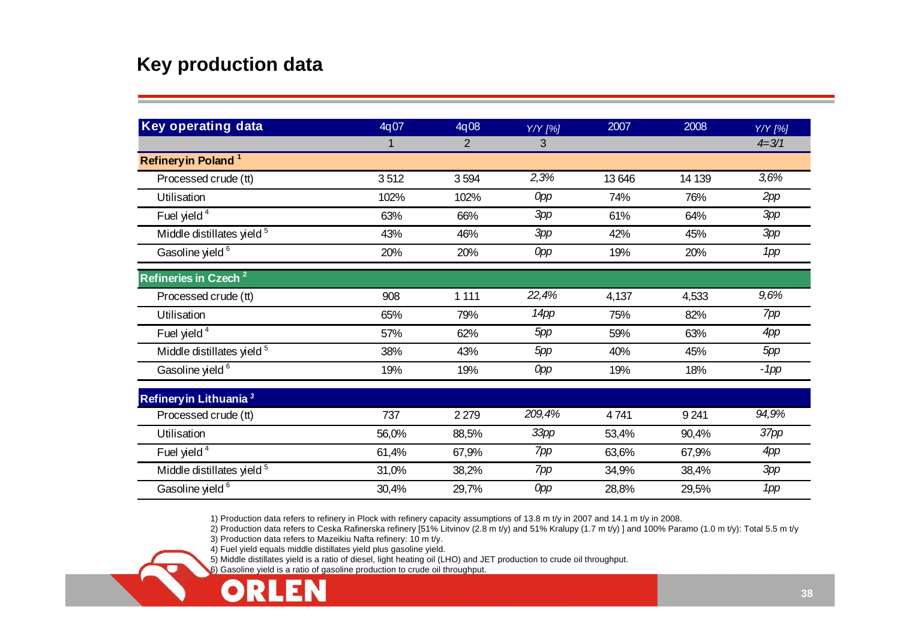## Key production data

| Key operating data | 4q07 | 4q08 | Y/Y [%] | 2007 | 2008 | Y/Y [%] |
|---|---|---|---|---|---|---|
| | 1 | 2 | 3 | | | 4=3/1 |
| **Refinery in Poland [1]** | | | | | | |
| Processed crude (tt) | 3 512 | 3 594 | 2,3% | 13 646 | 14 139 | 3,6% |
| Utilisation | 102% | 102% | 0pp | 74% | 76% | 2pp |
| Fuel yield [4] | 63% | 66% | 3pp | 61% | 64% | 3pp |
| Middle distillates yield [5] | 43% | 46% | 3pp | 42% | 45% | 3pp |
| Gasoline yield [6] | 20% | 20% | 0pp | 19% | 20% | 1pp |
| **Refineries in Czech [2]** | | | | | | |
| Processed crude (tt) | 908 | 1 111 | 22,4% | 4,137 | 4,533 | 9,6% |
| Utilisation | 65% | 79% | 14pp | 75% | 82% | 7pp |
| Fuel yield [4] | 57% | 62% | 5pp | 59% | 63% | 4pp |
| Middle distillates yield [5] | 38% | 43% | 5pp | 40% | 45% | 5pp |
| Gasoline yield [6] | 19% | 19% | 0pp | 19% | 18% | -1pp |
| **Refinery in Lithuania [3]** | | | | | | |
| Processed crude (tt) | 737 | 2 279 | 209,4% | 4 741 | 9 241 | 94,9% |
| Utilisation | 56,0% | 88,5% | 33pp | 53,4% | 90,4% | 37pp |
| Fuel yield [4] | 61,4% | 67,9% | 7pp | 63,6% | 67,9% | 4pp |
| Middle distillates yield [5] | 31,0% | 38,2% | 7pp | 34,9% | 38,4% | 3pp |
| Gasoline yield [6] | 30,4% | 29,7% | 0pp | 28,8% | 29,5% | 1pp |

1) Production data refers to refinery in Plock with refinery capacity assumptions of 13.8 m t/y in 2007 and 14.1 m t/y in 2008.
2) Production data refers to Ceska Rafinerska refinery [51% Litvinov (2.8 m t/y) and 51% Kralupy (1.7 m t/y) ] and 100% Paramo (1.0 m t/y): Total 5.5 m t/y
3) Production data refers to Mazeikiu Nafta refinery: 10 m t/y.
4) Fuel yield equals middle distillates yield plus gasoline yield.
5) Middle distillates yield is a ratio of diesel, light heating oil (LHO) and JET production to crude oil throughput.
6) Gasoline yield is a ratio of gasoline production to crude oil throughput.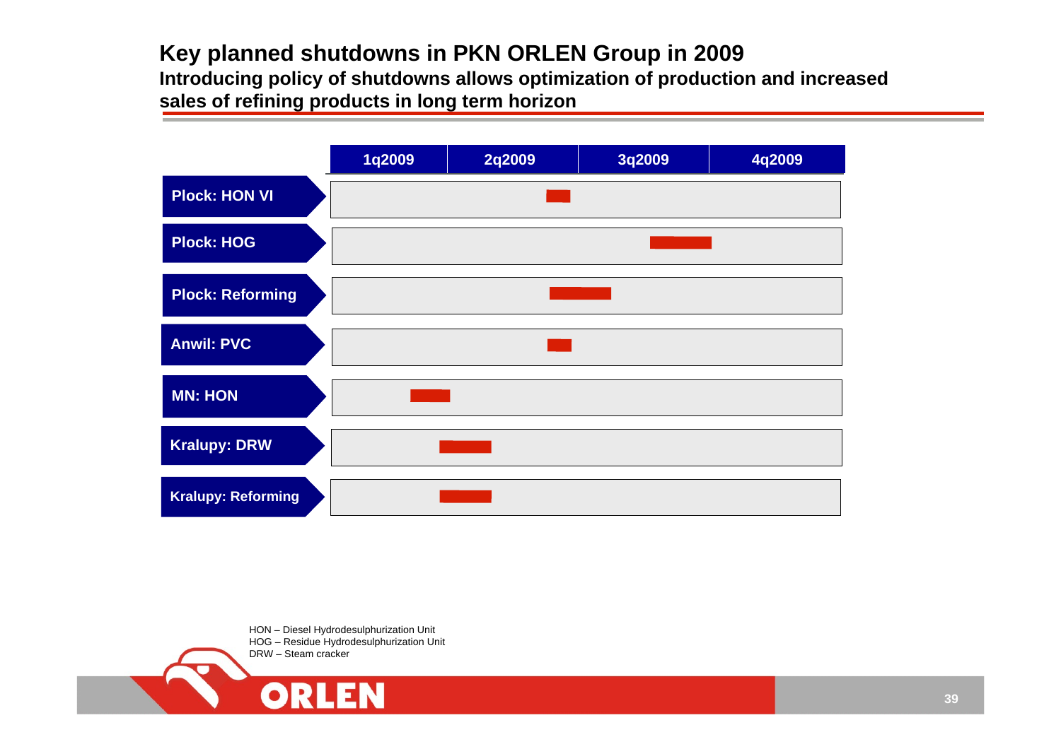# Key planned shutdowns in PKN ORLEN Group in 2009

**Introducing policy of shutdowns allows optimization of production and increased sales of refining products in long term horizon**

| | 1q2009 | 2q2009 | 3q2009 | 4q2009 |
|---|---|---|---|---|
| Plock: HON VI | | ■ | | |
| Plock: HOG | | | ■ | |
| Plock: Reforming | | ■ | | |
| Anwil: PVC | | ■ | | |
| MN: HON | ■ | | | |
| Kralupy: DRW | | ■ | | |
| Kralupy: Reforming | | ■ | | |

HON – Diesel Hydrodesulphurization Unit
HOG – Residue Hydrodesulphurization Unit
DRW – Steam cracker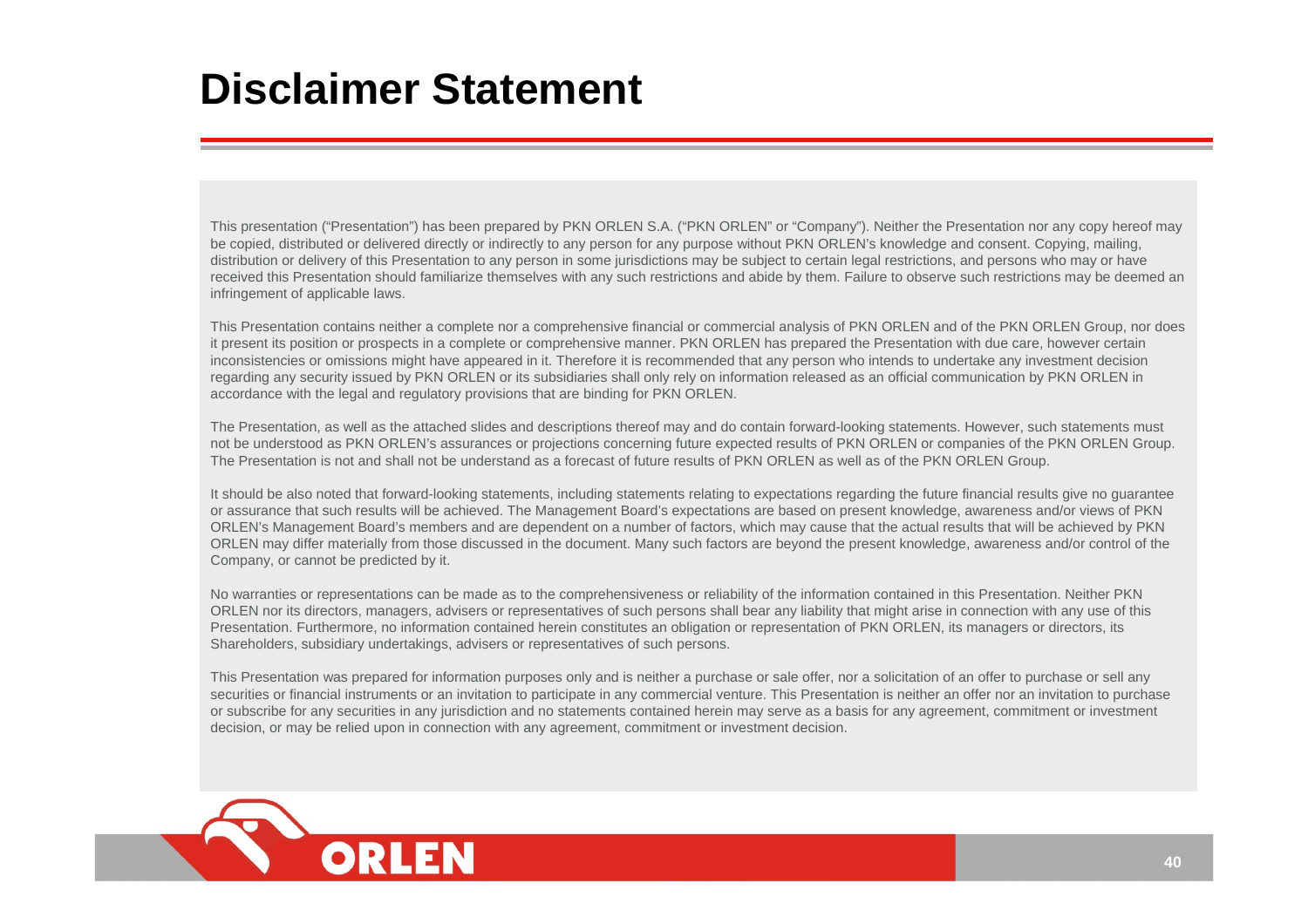# Disclaimer Statement

This presentation ("Presentation") has been prepared by PKN ORLEN S.A. ("PKN ORLEN" or "Company"). Neither the Presentation nor any copy hereof may be copied, distributed or delivered directly or indirectly to any person for any purpose without PKN ORLEN's knowledge and consent. Copying, mailing, distribution or delivery of this Presentation to any person in some jurisdictions may be subject to certain legal restrictions, and persons who may or have received this Presentation should familiarize themselves with any such restrictions and abide by them. Failure to observe such restrictions may be deemed an infringement of applicable laws.

This Presentation contains neither a complete nor a comprehensive financial or commercial analysis of PKN ORLEN and of the PKN ORLEN Group, nor does it present its position or prospects in a complete or comprehensive manner. PKN ORLEN has prepared the Presentation with due care, however certain inconsistencies or omissions might have appeared in it. Therefore it is recommended that any person who intends to undertake any investment decision regarding any security issued by PKN ORLEN or its subsidiaries shall only rely on information released as an official communication by PKN ORLEN in accordance with the legal and regulatory provisions that are binding for PKN ORLEN.

The Presentation, as well as the attached slides and descriptions thereof may and do contain forward-looking statements. However, such statements must not be understood as PKN ORLEN's assurances or projections concerning future expected results of PKN ORLEN or companies of the PKN ORLEN Group. The Presentation is not and shall not be understand as a forecast of future results of PKN ORLEN as well as of the PKN ORLEN Group.

It should be also noted that forward-looking statements, including statements relating to expectations regarding the future financial results give no guarantee or assurance that such results will be achieved. The Management Board's expectations are based on present knowledge, awareness and/or views of PKN ORLEN's Management Board's members and are dependent on a number of factors, which may cause that the actual results that will be achieved by PKN ORLEN may differ materially from those discussed in the document. Many such factors are beyond the present knowledge, awareness and/or control of the Company, or cannot be predicted by it.

No warranties or representations can be made as to the comprehensiveness or reliability of the information contained in this Presentation. Neither PKN ORLEN nor its directors, managers, advisers or representatives of such persons shall bear any liability that might arise in connection with any use of this Presentation. Furthermore, no information contained herein constitutes an obligation or representation of PKN ORLEN, its managers or directors, its Shareholders, subsidiary undertakings, advisers or representatives of such persons.

This Presentation was prepared for information purposes only and is neither a purchase or sale offer, nor a solicitation of an offer to purchase or sell any securities or financial instruments or an invitation to participate in any commercial venture. This Presentation is neither an offer nor an invitation to purchase or subscribe for any securities in any jurisdiction and no statements contained herein may serve as a basis for any agreement, commitment or investment decision, or may be relied upon in connection with any agreement, commitment or investment decision.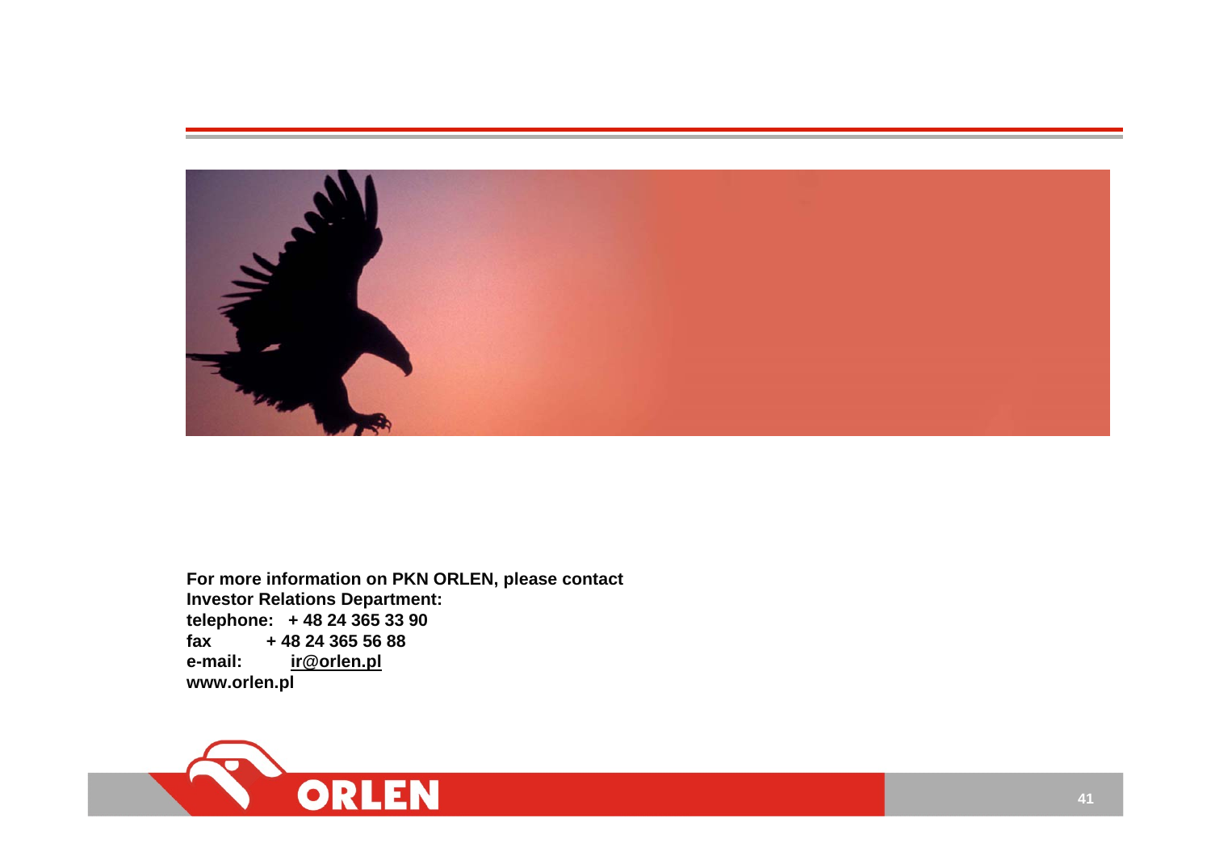**For more information on PKN ORLEN, please contact**
**Investor Relations Department:**
**telephone: + 48 24 365 33 90**
**fax + 48 24 365 56 88**
**e-mail: ir@orlen.pl**
**www.orlen.pl**